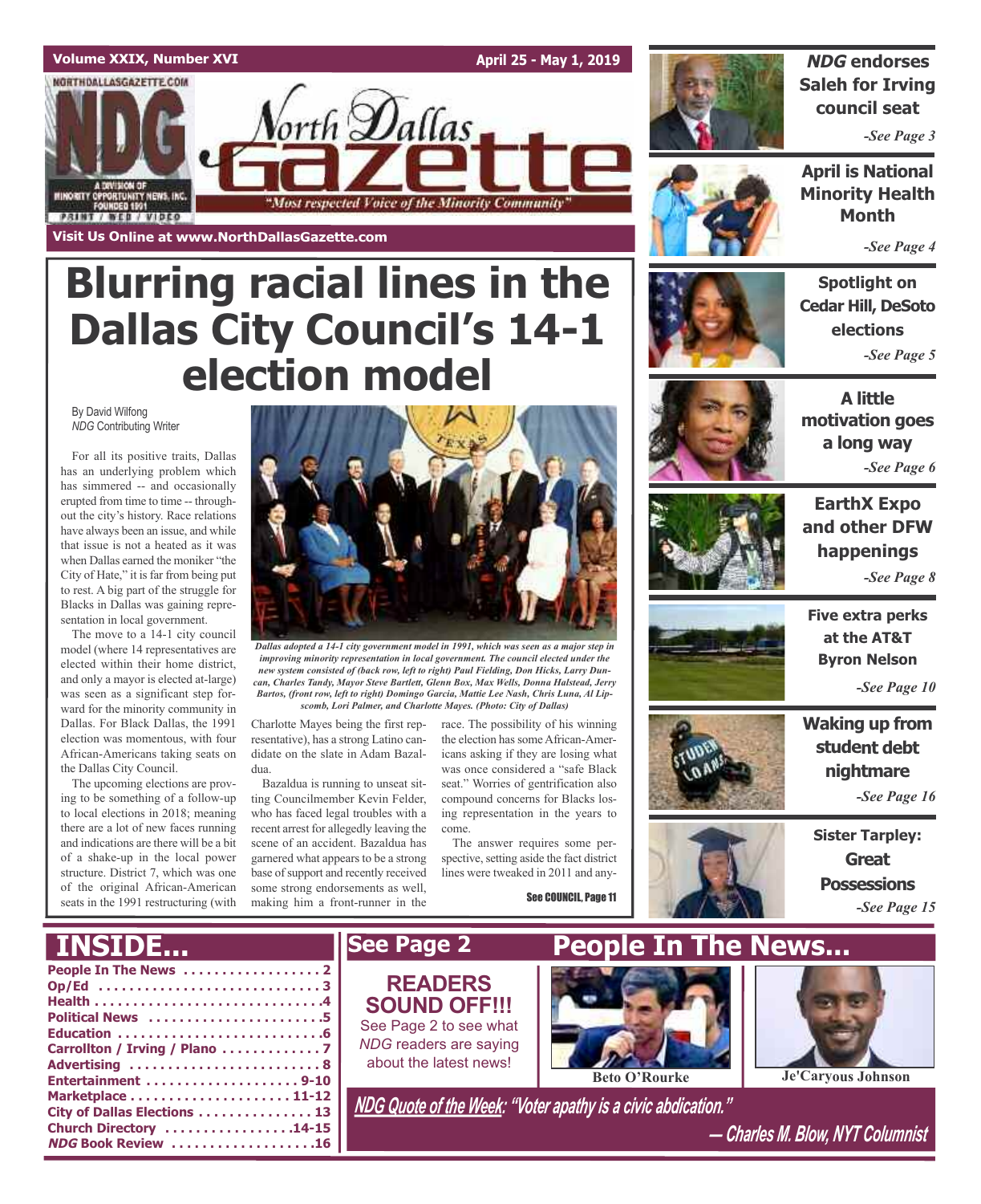Volume XXIX, Number XVI

April 25 - May 1, 2019

# North Dallas Gazette

"Most respected Voice of the Minority Community"

NORTHDALLASGAZETTE.COM

NDG — A DIVISION OF MINORITY OPPORTUNITY NEWS, INC. FOUNDED 1991 — PRINT / WEB / VIDEO

Visit Us Online at www.NorthDallasGazette.com

# Blurring racial lines in the Dallas City Council's 14-1 election model

By David Wilfong
*NDG* Contributing Writer

For all its positive traits, Dallas has an underlying problem which has simmered -- and occasionally erupted from time to time -- throughout the city's history. Race relations have always been an issue, and while that issue is not a heated as it was when Dallas earned the moniker "the City of Hate," it is far from being put to rest. A big part of the struggle for Blacks in Dallas was gaining representation in local government.

The move to a 14-1 city council model (where 14 representatives are elected within their home district, and only a mayor is elected at-large) was seen as a significant step forward for the minority community in Dallas. For Black Dallas, the 1991 election was momentous, with four African-Americans taking seats on the Dallas City Council.

The upcoming elections are proving to be something of a follow-up to local elections in 2018; meaning there are a lot of new faces running and indications are there will be a bit of a shake-up in the local power structure. District 7, which was one of the original African-American seats in the 1991 restructuring (with Charlotte Mayes being the first representative), has a strong Latino candidate on the slate in Adam Bazaldua.

*Dallas adopted a 14-1 city government model in 1991, which was seen as a major step in improving minority representation in local government. The council elected under the new system consisted of (back row, left to right) Paul Fielding, Don Hicks, Larry Duncan, Charles Tandy, Mayor Steve Bartlett, Glenn Box, Max Wells, Donna Halstead, Jerry Bartos, (front row, left to right) Domingo Garcia, Mattie Lee Nash, Chris Luna, Al Lipscomb, Lori Palmer, and Charlotte Mayes. (Photo: City of Dallas)*

Bazaldua is running to unseat sitting Councilmember Kevin Felder, who has faced legal troubles with a recent arrest for allegedly leaving the scene of an accident. Bazaldua has garnered what appears to be a strong base of support and recently received some strong endorsements as well, making him a front-runner in the race. The possibility of his winning the election has some African-Americans asking if they are losing what was once considered a "safe Black seat." Worries of gentrification also compound concerns for Blacks losing representation in the years to come.

The answer requires some perspective, setting aside the fact district lines were tweaked in 2011 and any-

See COUNCIL, Page 11

**NDG endorses Saleh for Irving council seat** -See Page 3

**April is National Minority Health Month** -See Page 4

**Spotlight on Cedar Hill, DeSoto elections** -See Page 5

**A little motivation goes a long way** -See Page 6

**EarthX Expo and other DFW happenings** -See Page 8

**Five extra perks at the AT&T Byron Nelson** -See Page 10

**Waking up from student debt nightmare** -See Page 16

**Sister Tarpley: Great Possessions** -See Page 15

## INSIDE...

- People In The News .................. 2
- Op/Ed .................. 3
- Health .................. 4
- Political News .................. 5
- Education .................. 6
- Carrollton / Irving / Plano .................. 7
- Advertising .................. 8
- Entertainment .................. 9-10
- Marketplace .................. 11-12
- City of Dallas Elections .................. 13
- Church Directory .................. 14-15
- *NDG* Book Review .................. 16

## See Page 2

**READERS SOUND OFF!!!**
See Page 2 to see what *NDG* readers are saying about the latest news!

## People In The News...

Beto O'Rourke

Je'Caryous Johnson

***NDG* Quote of the Week: "Voter apathy is a civic abdication."**
**— Charles M. Blow, NYT Columnist**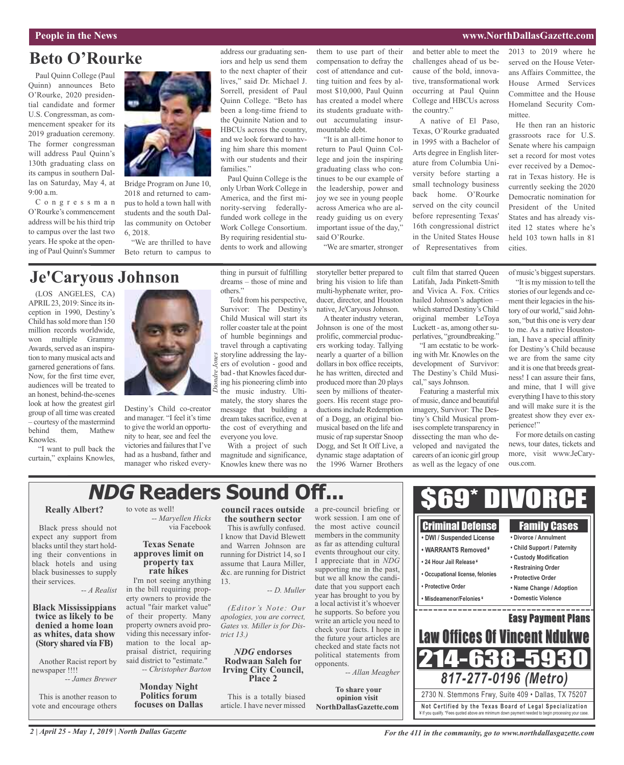## Beto O'Rourke

Paul Quinn College (Paul Quinn) announces Beto O'Rourke, 2020 presidential candidate and former U.S. Congressman, as commencement speaker for its 2019 graduation ceremony. The former congressman will address Paul Quinn's 130th graduating class on its campus in southern Dallas on Saturday, May 4, at 9:00 a.m.

Congressman O'Rourke's commencement address will be his third trip to campus over the last two years. He spoke at the opening of Paul Quinn's Summer Bridge Program on June 10, 2018 and returned to campus to hold a town hall with students and the south Dallas community on October 6, 2018.

"We are thrilled to have Beto return to campus to address our graduating seniors and help us send them to the next chapter of their lives," said Dr. Michael J. Sorrell, president of Paul Quinn College. "Beto has been a long-time friend to the Quinnite Nation and to HBCUs across the country, and we look forward to having him share this moment with our students and their families."

Paul Quinn College is the only Urban Work College in America, and the first minority-serving federally-funded work college in the Work College Consortium. By requiring residential students to work and allowing them to use part of their compensation to defray the cost of attendance and cutting tuition and fees by almost $10,000, Paul Quinn has created a model where its students graduate without accumulating insurmountable debt.

"It is an all-time honor to return to Paul Quinn College and join the inspiring graduating class who continues to be our example of the leadership, power and joy we see in young people across America who are already guiding us on every important issue of the day," said O'Rourke.

"We are smarter, stronger and better able to meet the challenges ahead of us because of the bold, innovative, transformational work occurring at Paul Quinn College and HBCUs across the country."

A native of El Paso, Texas, O'Rourke graduated in 1995 with a Bachelor of Arts degree in English literature from Columbia University before starting a small technology business back home. O'Rourke served on the city council before representing Texas' 16th congressional district in the United States House of Representatives from 2013 to 2019 where he served on the House Veterans Affairs Committee, the House Armed Services Committee and the House Homeland Security Committee.

He then ran an historic grassroots race for U.S. Senate where his campaign set a record for most votes ever received by a Democrat in Texas history. He is currently seeking the 2020 Democratic nomination for President of the United States and has already visited 12 states where he's held 103 town halls in 81 cities.

## Je'Caryous Johnson

(LOS ANGELES, CA) APRIL 23, 2019: Since its inception in 1990, Destiny's Child has sold more than 150 million records worldwide, won multiple Grammy Awards, served as an inspiration to many musical acts and garnered generations of fans. Now, for the first time ever, audiences will be treated to an honest, behind-the-scenes look at how the greatest girl group of all time was created – courtesy of the mastermind behind them, Mathew Knowles.

Diondre Jones

"I want to pull back the curtain," explains Knowles, Destiny's Child co-creator and manager. "I feel it's time to give the world an opportunity to hear, see and feel the victories and failures that I've had as a husband, father and manager who risked everything in pursuit of fulfilling dreams – those of mine and others."

Told from his perspective, Survivor: The Destiny's Child Musical will start its roller coaster tale at the point of humble beginnings and travel through a captivating storyline addressing the layers of evolution - good and bad - that Knowles faced during his pioneering climb into the music industry. Ultimately, the story shares the message that building a dream takes sacrifice, even at the cost of everything and everyone you love.

With a project of such magnitude and significance, Knowles knew there was no storyteller better prepared to bring his vision to life than multi-hyphenate writer, producer, director, and Houston native, Je'Caryous Johnson.

A theater industry veteran, Johnson is one of the most prolific, commercial producers working today. Tallying nearly a quarter of a billion dollars in box office receipts, he has written, directed and produced more than 20 plays seen by millions of theatergoers. His recent stage productions include Redemption of a Dogg, an original biomusical based on the life and music of rap superstar Snoop Dogg, and Set It Off Live, a dynamic stage adaptation of the 1996 Warner Brothers cult film that starred Queen Latifah, Jada Pinkett-Smith and Vivica A. Fox. Critics hailed Johnson's adaption – which starred Destiny's Child original member LeToya Luckett - as, among other superlatives, "groundbreaking."

"I am ecstatic to be working with Mr. Knowles on the development of Survivor: The Destiny's Child Musical," says Johnson.

Featuring a masterful mix of music, dance and beautiful imagery, Survivor: The Destiny's Child Musical promises complete transparency in dissecting the man who developed and navigated the careers of an iconic girl group as well as the legacy of one of music's biggest superstars.

"It is my mission to tell the stories of our legends and cement their legacies in the history of our world," said Johnson, "but this one is very dear to me. As a native Houstonian, I have a special affinity for Destiny's Child because we are from the same city and it is one that breeds greatness! I can assure their fans, and mine, that I will give everything I have to this story and will make sure it is the greatest show they ever experience!"

For more details on casting news, tour dates, tickets and more, visit www.JeCaryous.com.

## *NDG* Readers Sound Off...

**Really Albert?**

Black press should not expect any support from blacks until they start holding their conventions in black hotels and using black businesses to supply their services.

*-- A Realist*

**Black Mississippians twice as likely to be denied a home loan as whites, data show (Story shared via FB)**

Another Racist report by newspaper !!!!

*-- James Brewer*

This is another reason to vote and encourage others to vote as well!

*-- Maryellen Hicks* via Facebook

**Texas Senate approves limit on property tax rate hikes**

I'm not seeing anything in the bill requiring property owners to provide the actual "fair market value" of their property. Many property owners avoid providing this necessary information to the local appraisal district, requiring said district to "estimate."

*-- Christopher Barton*

**Monday Night Politics forum focuses on Dallas council races outside the southern sector**

This is awfully confused. I know that David Blewett and Warren Johnson are running for District 14, so I assume that Laura Miller, &c. are running for District 13.

*-- D. Muller*

*(Editor's Note: Our apologies, you are correct, Gates vs. Miller is for District 13.)*

***NDG* endorses Rodwaan Saleh for Irving City Council, Place 2**

This is a totally biased article. I have never missed a pre-council briefing or work session. I am one of the most active council members in the community as far as attending cultural events throughout our city. I appreciate that in *NDG* supporting me in the past, but we all know the candidate that you support each year has brought to you by a local activist it's whoever he supports. So before you write an article you need to check your facts. I hope in the future your articles are checked and state facts not political statements from opponents.

*-- Allan Meagher*

**To share your opinion visit NorthDallasGazette.com**

---

**$69* DIVORCE**

**Criminal Defense**
- DWI / Suspended License
- WARRANTS Removed ¥
- 24 Hour Jail Release ¥
- Occupational license, felonies
- Protective Order
- Misdemeanor/Felonies ¥

**Family Cases**
- Divorce / Annulment
- Child Support / Paternity
- Custody Modification
- Restraining Order
- Protective Order
- Name Change / Adoption
- Domestic Violence

**Easy Payment Plans**

**Law Offices Of Vincent Ndukwe**

**214-638-5930**

**817-277-0196 (Metro)**

2730 N. Stemmons Frwy, Suite 409 • Dallas, TX 75207

**Not Certified by the Texas Board of Legal Specialization**

¥ If you qualify. *Fees quoted above are minimum down payment needed to begin processing your case.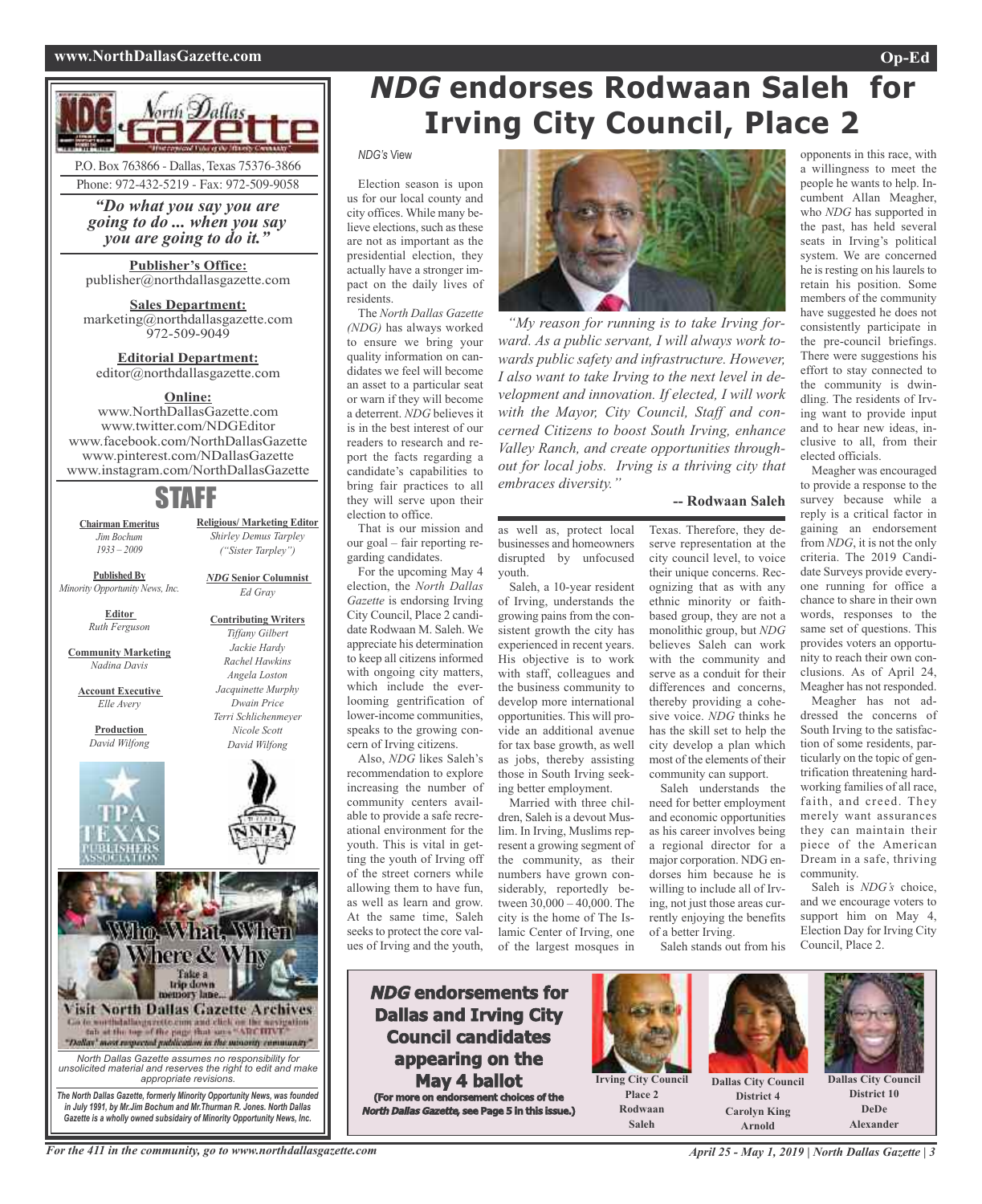P.O. Box 763866 - Dallas, Texas 75376-3866
Phone: 972-432-5219 - Fax: 972-509-9058

*"Do what you say you are going to do ... when you say you are going to do it."*

**Publisher's Office:**
publisher@northdallasgazette.com

**Sales Department:**
marketing@northdallasgazette.com
972-509-9049

**Editorial Department:**
editor@northdallasgazette.com

**Online:**
www.NorthDallasGazette.com
www.twitter.com/NDGEditor
www.facebook.com/NorthDallasGazette
www.pinterest.com/NDallasGazette
www.instagram.com/NorthDallasGazette

## STAFF

**Chairman Emeritus**
*Jim Bochum*
*1933 – 2009*

**Published By**
*Minority Opportunity News, Inc.*

**Editor**
*Ruth Ferguson*

**Community Marketing**
*Nadina Davis*

**Account Executive**
*Elle Avery*

**Production**
*David Wilfong*

**Religious/ Marketing Editor**
*Shirley Demus Tarpley*
*("Sister Tarpley")*

***NDG* Senior Columnist**
*Ed Gray*

**Contributing Writers**
*Tiffany Gilbert*
*Jackie Hardy*
*Rachel Hawkins*
*Angela Loston*
*Jacquinette Murphy*
*Dwain Price*
*Terri Schlichenmeyer*
*Nicole Scott*
*David Wilfong*

Who, What, When Where & Why
Take a trip down memory lane...
Visit North Dallas Gazette Archives
Go to northdallasgazette.com and click on the navigation tab at the top of the page that says "ARCHIVE"
"Dallas' most respected publication in the minority community"

*North Dallas Gazette assumes no responsibility for unsolicited material and reserves the right to edit and make appropriate revisions.*

***The North Dallas Gazette, formerly Minority Opportunity News, was founded in July 1991, by Mr.Jim Bochum and Mr.Thurman R. Jones. North Dallas Gazette is a wholly owned subsidairy of Minority Opportunity News, Inc.***

# *NDG* endorses Rodwaan Saleh for Irving City Council, Place 2

*NDG's* View

Election season is upon us for our local county and city offices. While many believe elections, such as these are not as important as the presidential election, they actually have a stronger impact on the daily lives of residents.

The *North Dallas Gazette (NDG)* has always worked to ensure we bring your quality information on candidates we feel will become an asset to a particular seat or warn if they will become a deterrent. *NDG* believes it is in the best interest of our readers to research and report the facts regarding a candidate's capabilities to bring fair practices to all they will serve upon their election to office.

That is our mission and our goal – fair reporting regarding candidates.

For the upcoming May 4 election, the *North Dallas Gazette* is endorsing Irving City Council, Place 2 candidate Rodwaan M. Saleh. We appreciate his determination to keep all citizens informed with ongoing city matters, which include the ever-looming gentrification of lower-income communities, speaks to the growing concern of Irving citizens.

Also, *NDG* likes Saleh's recommendation to explore increasing the number of community centers available to provide a safe recreational environment for the youth. This is vital in getting the youth of Irving off of the street corners while allowing them to have fun, as well as learn and grow. At the same time, Saleh seeks to protect the core values of Irving and the youth, as well as, protect local businesses and homeowners disrupted by unfocused youth.

*"My reason for running is to take Irving forward. As a public servant, I will always work towards public safety and infrastructure. However, I also want to take Irving to the next level in development and innovation. If elected, I will work with the Mayor, City Council, Staff and concerned Citizens to boost South Irving, enhance Valley Ranch, and create opportunities throughout for local jobs. Irving is a thriving city that embraces diversity."*

**-- Rodwaan Saleh**

Saleh, a 10-year resident of Irving, understands the growing pains from the consistent growth the city has experienced in recent years. His objective is to work with staff, colleagues and the business community to develop more international opportunities. This will provide an additional avenue for tax base growth, as well as jobs, thereby assisting those in South Irving seeking better employment.

Married with three children, Saleh is a devout Muslim. In Irving, Muslims represent a growing segment of the community, as their numbers have grown considerably, reportedly between 30,000 – 40,000. The city is the home of The Islamic Center of Irving, one of the largest mosques in Texas. Therefore, they deserve representation at the city council level, to voice their unique concerns. Recognizing that as with any ethnic minority or faith-based group, they are not a monolithic group, but *NDG* believes Saleh can work with the community and serve as a conduit for their differences and concerns, thereby providing a cohesive voice. *NDG* thinks he has the skill set to help the city develop a plan which most of the elements of their community can support.

Saleh understands the need for better employment and economic opportunities as his career involves being a regional director for a major corporation. NDG endorses him because he is willing to include all of Irving, not just those areas currently enjoying the benefits of a better Irving.

Saleh stands out from his opponents in this race, with a willingness to meet the people he wants to help. Incumbent Allan Meagher, who *NDG* has supported in the past, has held several seats in Irving's political system. We are concerned he is resting on his laurels to retain his position. Some members of the community have suggested he does not consistently participate in the pre-council briefings. There were suggestions his effort to stay connected to the community is dwindling. The residents of Irving want to provide input and to hear new ideas, inclusive to all, from their elected officials.

Meagher was encouraged to provide a response to the survey because while a reply is a critical factor in gaining an endorsement from *NDG*, it is not the only criteria. The 2019 Candidate Surveys provide everyone running for office a chance to share in their own words, responses to the same set of questions. This provides voters an opportunity to reach their own conclusions. As of April 24, Meagher has not responded.

Meagher has not addressed the concerns of South Irving to the satisfaction of some residents, particularly on the topic of gentrification threatening hardworking families of all race, faith, and creed. They merely want assurances they can maintain their piece of the American Dream in a safe, thriving community.

Saleh is *NDG's* choice, and we encourage voters to support him on May 4, Election Day for Irving City Council, Place 2.

## *NDG* endorsements for Dallas and Irving City Council candidates appearing on the May 4 ballot

**(For more on endorsement choices of the *North Dallas Gazette*, see Page 5 in this issue.)**

**Irving City Council Place 2**
**Rodwaan Saleh**

**Dallas City Council District 4**
**Carolyn King Arnold**

**Dallas City Council District 10**
**DeDe Alexander**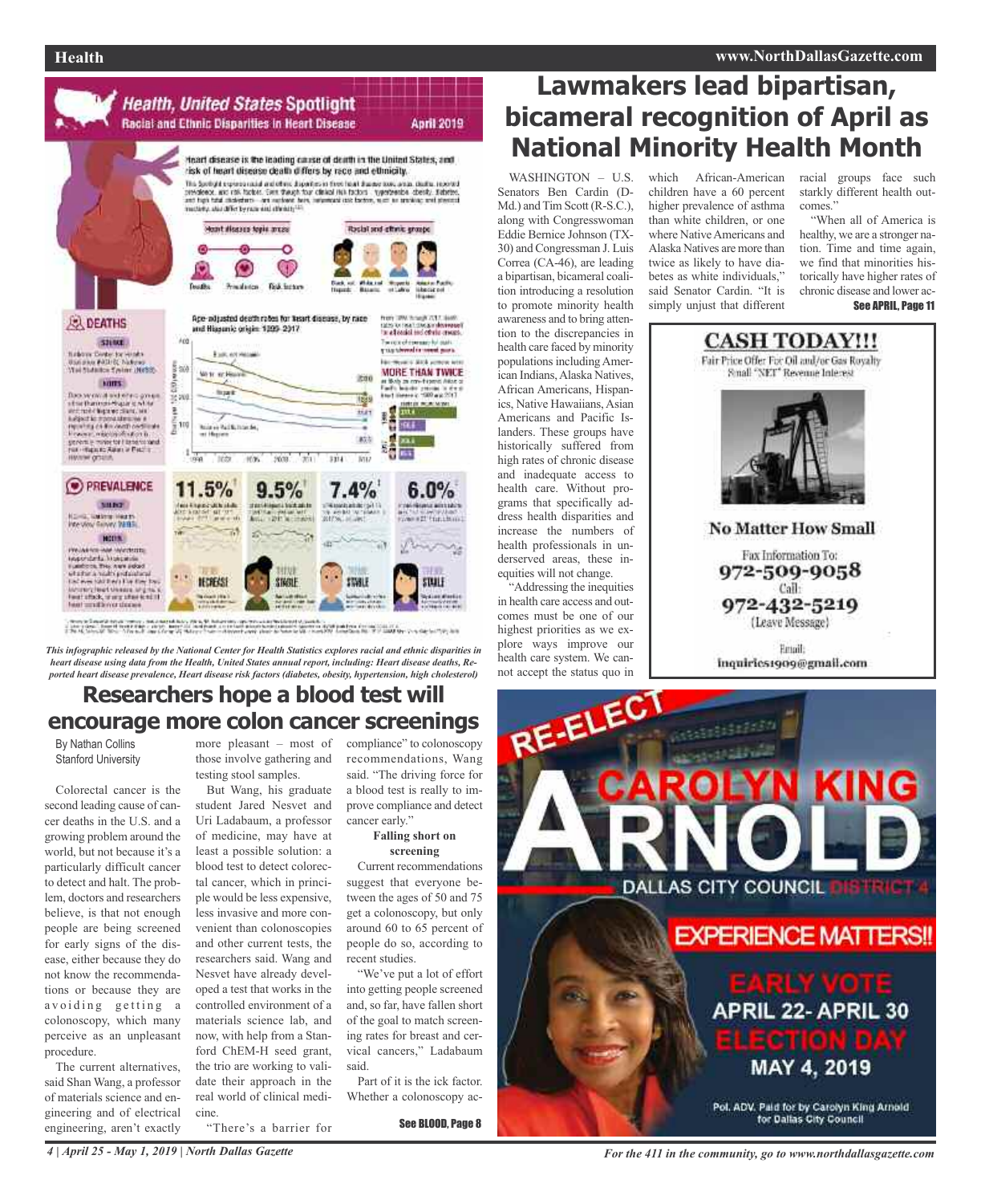# Lawmakers lead bipartisan, bicameral recognition of April as National Minority Health Month

WASHINGTON – U.S. Senators Ben Cardin (D-Md.) and Tim Scott (R-S.C.), along with Congresswoman Eddie Bernice Johnson (TX-30) and Congressman J. Luis Correa (CA-46), are leading a bipartisan, bicameral coalition introducing a resolution to promote minority health awareness and to bring attention to the discrepancies in health care faced by minority populations including American Indians, Alaska Natives, African Americans, Hispanics, Native Hawaiians, Asian Americans and Pacific Islanders. These groups have historically suffered from high rates of chronic disease and inadequate access to health care. Without programs that specifically address health disparities and increase the numbers of health professionals in underserved areas, these inequities will not change.

"Addressing the inequities in health care access and outcomes must be one of our highest priorities as we explore ways improve our health care system. We cannot accept the status quo in which African-American children have a 60 percent higher prevalence of asthma than white children, or one where Native Americans and Alaska Natives are more than twice as likely to have diabetes as white individuals," said Senator Cardin. "It is simply unjust that different racial groups face such starkly different health outcomes."

"When all of America is healthy, we are a stronger nation. Time and time again, we find that minorities historically have higher rates of chronic disease and lower ac-

**See APRIL, Page 11**

*This infographic released by the National Center for Health Statistics explores racial and ethnic disparities in heart disease using data from the Health, United States annual report, including: Heart disease deaths, Reported heart disease prevalence, Heart disease risk factors (diabetes, obesity, hypertension, high cholesterol)*

# Researchers hope a blood test will encourage more colon cancer screenings

By Nathan Collins
Stanford University

Colorectal cancer is the second leading cause of cancer deaths in the U.S. and a growing problem around the world, but not because it's a particularly difficult cancer to detect and halt. The problem, doctors and researchers believe, is that not enough people are being screened for early signs of the disease, either because they do not know the recommendations or because they are avoiding getting a colonoscopy, which many perceive as an unpleasant procedure.

The current alternatives, said Shan Wang, a professor of materials science and engineering and of electrical engineering, aren't exactly more pleasant – most of those involve gathering and testing stool samples.

But Wang, his graduate student Jared Nesvet and Uri Ladabaum, a professor of medicine, may have at least a possible solution: a blood test to detect colorectal cancer, which in principle would be less expensive, less invasive and more convenient than colonoscopies and other current tests, the researchers said. Wang and Nesvet have already developed a test that works in the controlled environment of a materials science lab, and now, with help from a Stanford ChEM-H seed grant, the trio are working to validate their approach in the real world of clinical medicine.

"There's a barrier for compliance" to colonoscopy recommendations, Wang said. "The driving force for a blood test is really to improve compliance and detect cancer early."

**Falling short on screening**

Current recommendations suggest that everyone between the ages of 50 and 75 get a colonoscopy, but only around 60 to 65 percent of people do so, according to recent studies.

"We've put a lot of effort into getting people screened and, so far, have fallen short of the goal to match screening rates for breast and cervical cancers," Ladabaum said.

Part of it is the ick factor. Whether a colonoscopy ac-

**See BLOOD, Page 8**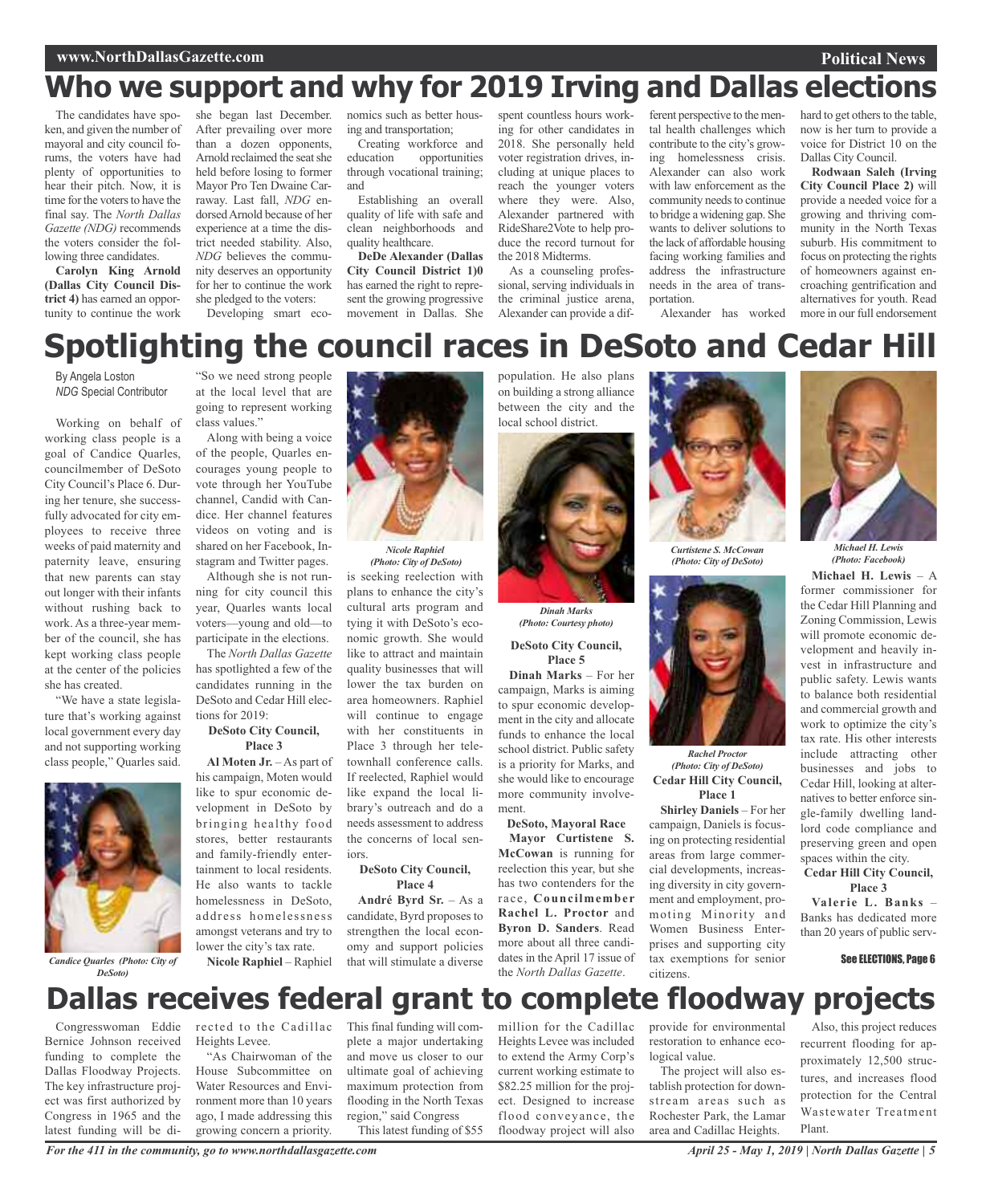# Who we support and why for 2019 Irving and Dallas elections

The candidates have spoken, and given the number of mayoral and city council forums, the voters have had plenty of opportunities to hear their pitch. Now, it is time for the voters to have the final say. The *North Dallas Gazette (NDG)* recommends the voters consider the following three candidates.

**Carolyn King Arnold (Dallas City Council District 4)** has earned an opportunity to continue the work she began last December. After prevailing over more than a dozen opponents, Arnold reclaimed the seat she held before losing to former Mayor Pro Ten Dwaine Caraway. Last fall, *NDG* endorsed Arnold because of her experience at a time the district needed stability. Also, *NDG* believes the community deserves an opportunity for her to continue the work she pledged to the voters:

Developing smart economics such as better housing and transportation;

Creating workforce and education opportunities through vocational training; and

Establishing an overall quality of life with safe and clean neighborhoods and quality healthcare.

**DeDe Alexander (Dallas City Council District 1)0** has earned the right to represent the growing progressive movement in Dallas. She spent countless hours working for other candidates in 2018. She personally held voter registration drives, including at unique places to reach the younger voters where they were. Also, Alexander partnered with RideShare2Vote to help produce the record turnout for the 2018 Midterms.

As a counseling professional, serving individuals in the criminal justice arena, Alexander can provide a different perspective to the mental health challenges which contribute to the city's growing homelessness crisis. Alexander can also work with law enforcement as the community needs to continue to bridge a widening gap. She wants to deliver solutions to the lack of affordable housing facing working families and address the infrastructure needs in the area of transportation.

Alexander has worked hard to get others to the table, now is her turn to provide a voice for District 10 on the Dallas City Council.

**Rodwaan Saleh (Irving City Council Place 2)** will provide a needed voice for a growing and thriving community in the North Texas suburb. His commitment to focus on protecting the rights of homeowners against encroaching gentrification and alternatives for youth. Read more in our full endorsement

# Spotlighting the council races in DeSoto and Cedar Hill

By Angela Loston
*NDG* Special Contributor

Working on behalf of working class people is a goal of Candice Quarles, councilmember of DeSoto City Council's Place 6. During her tenure, she successfully advocated for city employees to receive three weeks of paid maternity and paternity leave, ensuring that new parents can stay out longer with their infants without rushing back to work. As a three-year member of the council, she has kept working class people at the center of the policies she has created.

"We have a state legislature that's working against local government every day and not supporting working class people," Quarles said.

*Candice Quarles (Photo: City of DeSoto)*

"So we need strong people at the local level that are going to represent working class values."

Along with being a voice of the people, Quarles encourages young people to vote through her YouTube channel, Candid with Candice. Her channel features videos on voting and is shared on her Facebook, Instagram and Twitter pages.

Although she is not running for city council this year, Quarles wants local voters—young and old—to participate in the elections.

The *North Dallas Gazette* has spotlighted a few of the candidates running in the DeSoto and Cedar Hill elections for 2019:

**DeSoto City Council, Place 3**

**Al Moten Jr.** – As part of his campaign, Moten would like to spur economic development in DeSoto by bringing healthy food stores, better restaurants and family-friendly entertainment to local residents. He also wants to tackle homelessness in DeSoto, address homelessness amongst veterans and try to lower the city's tax rate.

**Nicole Raphiel** – Raphiel is seeking reelection with plans to enhance the city's cultural arts program and tying it with DeSoto's economic growth. She would like to attract and maintain quality businesses that will lower the tax burden on area homeowners. Raphiel will continue to engage with her constituents in Place 3 through her tele-townhall conference calls. If reelected, Raphiel would like expand the local library's outreach and do a needs assessment to address the concerns of local seniors.

*Nicole Raphiel (Photo: City of DeSoto)*

**DeSoto City Council, Place 4**

**André Byrd Sr.** – As a candidate, Byrd proposes to strengthen the local economy and support policies that will stimulate a diverse population. He also plans on building a strong alliance between the city and the local school district.

*Dinah Marks (Photo: Courtesy photo)*

**DeSoto City Council, Place 5**

**Dinah Marks** – For her campaign, Marks is aiming to spur economic development in the city and allocate funds to enhance the local school district. Public safety is a priority for Marks, and she would like to encourage more community involvement.

**DeSoto, Mayoral Race**

**Mayor Curtistene S. McCowan** is running for reelection this year, but she has two contenders for the race, **Councilmember Rachel L. Proctor** and **Byron D. Sanders**. Read more about all three candidates in the April 17 issue of the *North Dallas Gazette*.

*Curtistene S. McCowan (Photo: City of DeSoto)*

*Rachel Proctor (Photo: City of DeSoto)*

**Cedar Hill City Council, Place 1**

**Shirley Daniels** – For her campaign, Daniels is focusing on protecting residential areas from large commercial developments, increasing diversity in city government and employment, promoting Minority and Women Business Enterprises and supporting city tax exemptions for senior citizens.

*Michael H. Lewis (Photo: Facebook)*

**Michael H. Lewis** – A former commissioner for the Cedar Hill Planning and Zoning Commission, Lewis will promote economic development and heavily invest in infrastructure and public safety. Lewis wants to balance both residential and commercial growth and work to optimize the city's tax rate. His other interests include attracting other businesses and jobs to Cedar Hill, looking at alternatives to better enforce single-family dwelling landlord code compliance and preserving green and open spaces within the city.

**Cedar Hill City Council, Place 3**

**Valerie L. Banks** – Banks has dedicated more than 20 years of public serv-

See ELECTIONS, Page 6

# Dallas receives federal grant to complete floodway projects

Congresswoman Eddie Bernice Johnson received funding to complete the Dallas Floodway Projects. The key infrastructure project was first authorized by Congress in 1965 and the latest funding will be directed to the Cadillac Heights Levee.

"As Chairwoman of the House Subcommittee on Water Resources and Environment more than 10 years ago, I made addressing this growing concern a priority. This final funding will complete a major undertaking and move us closer to our ultimate goal of achieving maximum protection from flooding in the North Texas region," said Congress

This latest funding of $55 million for the Cadillac Heights Levee was included to extend the Army Corp's current working estimate to $82.25 million for the project. Designed to increase flood conveyance, the floodway project will also provide for environmental restoration to enhance ecological value.

The project will also establish protection for downstream areas such as Rochester Park, the Lamar area and Cadillac Heights.

Also, this project reduces recurrent flooding for approximately 12,500 structures, and increases flood protection for the Central Wastewater Treatment Plant.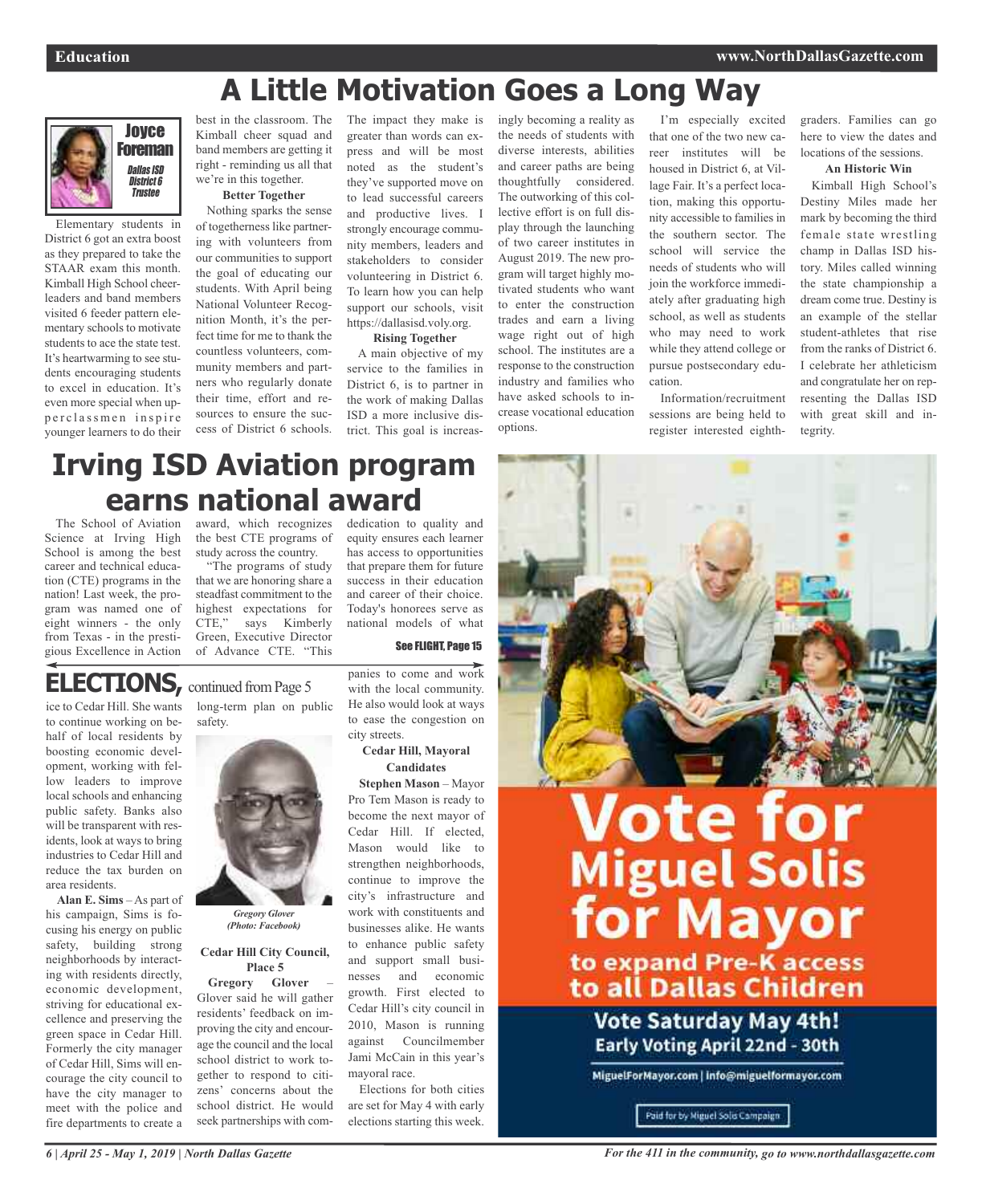# A Little Motivation Goes a Long Way

**Joyce Foreman**
*Dallas ISD District 6 Trustee*

Elementary students in District 6 got an extra boost as they prepared to take the STAAR exam this month. Kimball High School cheerleaders and band members visited 6 feeder pattern elementary schools to motivate students to ace the state test. It's heartwarming to see students encouraging students to excel in education. It's even more special when upperclassmen inspire younger learners to do their best in the classroom. The Kimball cheer squad and band members are getting it right - reminding us all that we're in this together.

**Better Together**

Nothing sparks the sense of togetherness like partnering with volunteers from our communities to support the goal of educating our students. With April being National Volunteer Recognition Month, it's the perfect time for me to thank the countless volunteers, community members and partners who regularly donate their time, effort and resources to ensure the success of District 6 schools. The impact they make is greater than words can express and will be most noted as the student's they've supported move on to lead successful careers and productive lives. I strongly encourage community members, leaders and stakeholders to consider volunteering in District 6. To learn how you can help support our schools, visit https://dallasisd.voly.org.

**Rising Together**

A main objective of my service to the families in District 6, is to partner in the work of making Dallas ISD a more inclusive district. This goal is increasingly becoming a reality as the needs of students with diverse interests, abilities and career paths are being thoughtfully considered. The outworking of this collective effort is on full display through the launching of two career institutes in August 2019. The new program will target highly motivated students who want to enter the construction trades and earn a living wage right out of high school. The institutes are a response to the construction industry and families who have asked schools to increase vocational education options.

I'm especially excited that one of the two new career institutes will be housed in District 6, at Village Fair. It's a perfect location, making this opportunity accessible to families in the southern sector. The school will service the needs of students who will join the workforce immediately after graduating high school, as well as students who may need to work while they attend college or pursue postsecondary education.

Information/recruitment sessions are being held to register interested eighth-graders. Families can go here to view the dates and locations of the sessions.

**An Historic Win**

Kimball High School's Destiny Miles made her mark by becoming the third female state wrestling champ in Dallas ISD history. Miles called winning the state championship a dream come true. Destiny is an example of the stellar student-athletes that rise from the ranks of District 6. I celebrate her athleticism and congratulate her on representing the Dallas ISD with great skill and integrity.

# Irving ISD Aviation program earns national award

The School of Aviation Science at Irving High School is among the best career and technical education (CTE) programs in the nation! Last week, the program was named one of eight winners - the only from Texas - in the prestigious Excellence in Action award, which recognizes the best CTE programs of study across the country.

"The programs of study that we are honoring share a steadfast commitment to the highest expectations for CTE," says Kimberly Green, Executive Director of Advance CTE. "This dedication to quality and equity ensures each learner has access to opportunities that prepare them for future success in their education and career of their choice. Today's honorees serve as national models of what

See FLIGHT, Page 15

## ELECTIONS, continued from Page 5

ice to Cedar Hill. She wants to continue working on behalf of local residents by boosting economic development, working with fellow leaders to improve local schools and enhancing public safety. Banks also will be transparent with residents, look at ways to bring industries to Cedar Hill and reduce the tax burden on area residents.

**Alan E. Sims** – As part of his campaign, Sims is focusing his energy on public safety, building strong neighborhoods by interacting with residents directly, economic development, striving for educational excellence and preserving the green space in Cedar Hill. Formerly the city manager of Cedar Hill, Sims will encourage the city council to have the city manager to meet with the police and fire departments to create a long-term plan on public safety.

*Gregory Glover (Photo: Facebook)*

**Cedar Hill City Council, Place 5**

**Gregory Glover** – Glover said he will gather residents' feedback on improving the city and encourage the council and the local school district to work together to respond to citizens' concerns about the school district. He would seek partnerships with companies to come and work with the local community. He also would look at ways to ease the congestion on city streets.

**Cedar Hill, Mayoral Candidates**

**Stephen Mason** – Mayor Pro Tem Mason is ready to become the next mayor of Cedar Hill. If elected, Mason would like to strengthen neighborhoods, continue to improve the city's infrastructure and work with constituents and businesses alike. He wants to enhance public safety and support small businesses and economic growth. First elected to Cedar Hill's city council in 2010, Mason is running against Councilmember Jami McCain in this year's mayoral race.

Elections for both cities are set for May 4 with early elections starting this week.

**Vote for Miguel Solis for Mayor**
to expand Pre-K access to all Dallas Children
Vote Saturday May 4th!
Early Voting April 22nd - 30th
MiguelForMayor.com | info@miguelformayor.com
Paid for by Miguel Solis Campaign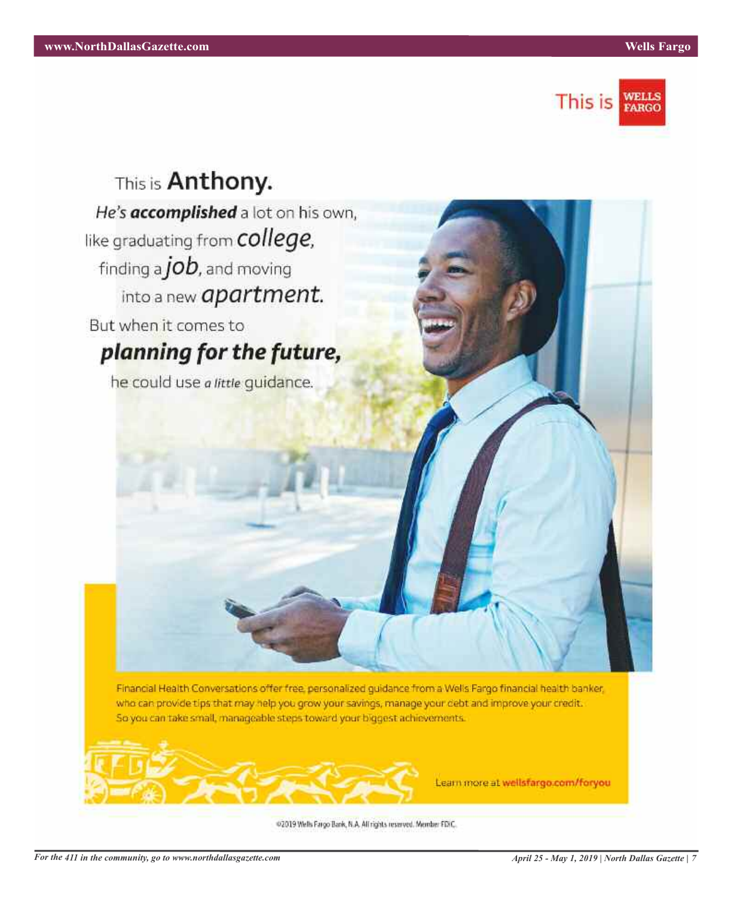This is WELLS FARGO

# This is **Anthony.**

*He's **accomplished** a lot on his own,* like graduating from *college*, finding a *job*, and moving into a new *apartment*.

But when it comes to

## ***planning for the future,***

he could use *a little* guidance.

Financial Health Conversations offer free, personalized guidance from a Wells Fargo financial health banker, who can provide tips that may help you grow your savings, manage your debt and improve your credit. So you can take small, manageable steps toward your biggest achievements.

Learn more at **wellsfargo.com/foryou**

©2019 Wells Fargo Bank, N.A. All rights reserved. Member FDIC.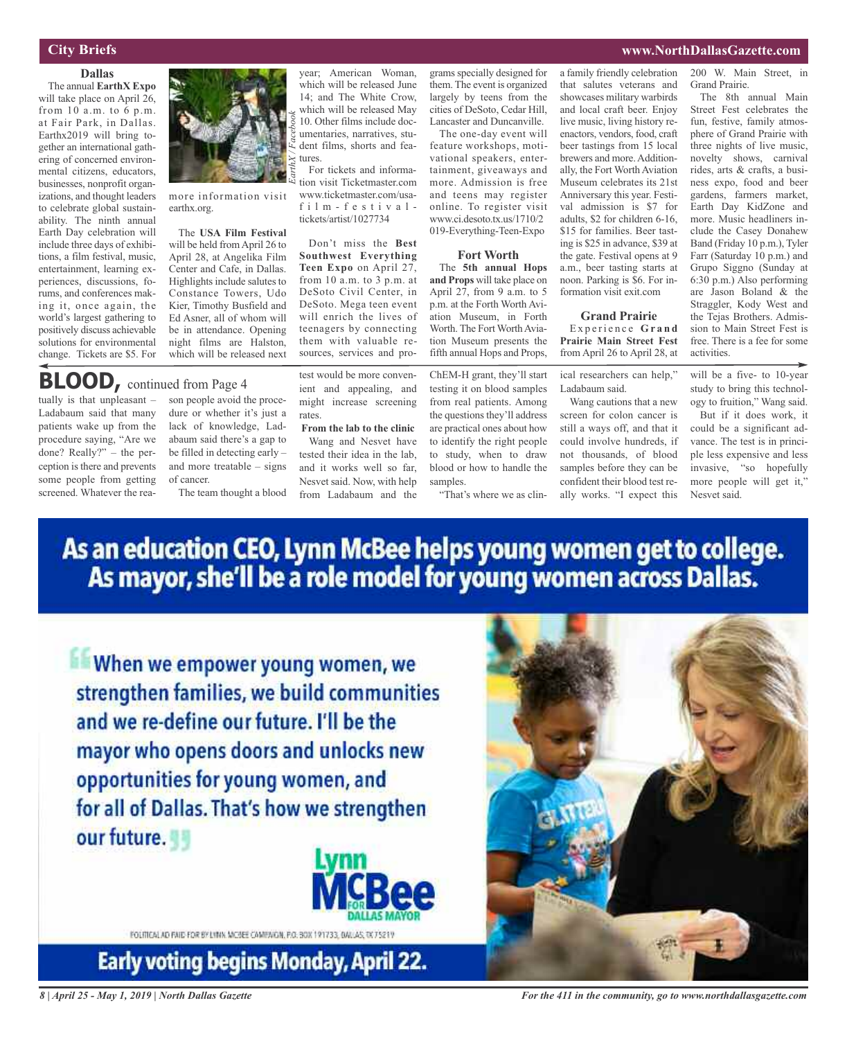## City Briefs

### Dallas

The annual **EarthX Expo** will take place on April 26, from 10 a.m. to 6 p.m. at Fair Park, in Dallas. Earthx2019 will bring together an international gathering of concerned environmental citizens, educators, businesses, nonprofit organizations, and thought leaders to celebrate global sustainability. The ninth annual Earth Day celebration will include three days of exhibitions, a film festival, music, entertainment, learning experiences, discussions, forums, and conferences making it, once again, the world's largest gathering to positively discuss achievable solutions for environmental change. Tickets are $5. For more information visit earthx.org.

*EarthX / Facebook*

The **USA Film Festival** will be held from April 26 to April 28, at Angelika Film Center and Cafe, in Dallas. Highlights include salutes to Constance Towers, Udo Kier, Timothy Busfield and Ed Asner, all of whom will be in attendance. Opening night films are Halston, which will be released next year; American Woman, which will be released June 14; and The White Crow, which will be released May 10. Other films include documentaries, narratives, student films, shorts and features.

For tickets and information visit Ticketmaster.com www.ticketmaster.com/usa-film-festival-tickets/artist/1027734

Don't miss the **Best Southwest Everything Teen Expo** on April 27, from 10 a.m. to 3 p.m. at DeSoto Civil Center, in DeSoto. Mega teen event will enrich the lives of teenagers by connecting them with valuable resources, services and programs specially designed for them. The event is organized largely by teens from the cities of DeSoto, Cedar Hill, Lancaster and Duncanville.

The one-day event will feature workshops, motivational speakers, entertainment, giveaways and more. Admission is free and teens may register online. To register visit www.ci.desoto.tx.us/1710/2019-Everything-Teen-Expo

### Fort Worth

The **5th annual Hops and Props** will take place on April 27, from 9 a.m. to 5 p.m. at the Forth Worth Aviation Museum, in Forth Worth. The Fort Worth Aviation Museum presents the fifth annual Hops and Props, a family friendly celebration that salutes veterans and showcases military warbirds and local craft beer. Enjoy live music, living history reenactors, vendors, food, craft beer tastings from 15 local brewers and more. Additionally, the Fort Worth Aviation Museum celebrates its 21st Anniversary this year. Festival admission is $7 for adults, $2 for children 6-16, $15 for families. Beer tasting is $25 in advance, $39 at the gate. Festival opens at 9 a.m., beer tasting starts at noon. Parking is $6. For information visit exit.com

### Grand Prairie

Experience **Grand Prairie Main Street Fest** from April 26 to April 28, at 200 W. Main Street, in Grand Prairie.

The 8th annual Main Street Fest celebrates the fun, festive, family atmosphere of Grand Prairie with three nights of live music, novelty shows, carnival rides, arts & crafts, a business expo, food and beer gardens, farmers market, Earth Day KidZone and more. Music headliners include the Casey Donahew Band (Friday 10 p.m.), Tyler Farr (Saturday 10 p.m.) and Grupo Siggno (Sunday at 6:30 p.m.) Also performing are Jason Boland & the Straggler, Kody West and the Tejas Brothers. Admission to Main Street Fest is free. There is a fee for some activities.

## BLOOD, continued from Page 4

tually is that unpleasant – Ladabaum said that many patients wake up from the procedure saying, "Are we done? Really?" – the perception is there and prevents some people from getting screened. Whatever the reason people avoid the procedure or whether it's just a lack of knowledge, Ladabaum said there's a gap to be filled in detecting early – and more treatable – signs of cancer.

The team thought a blood test would be more convenient and appealing, and might increase screening rates.

**From the lab to the clinic**

Wang and Nesvet have tested their idea in the lab, and it works well so far, Nesvet said. Now, with help from Ladabaum and the ChEM-H grant, they'll start testing it on blood samples from real patients. Among the questions they'll address are practical ones about how to identify the right people to study, when to draw blood or how to handle the samples.

"That's where we as clinical researchers can help," Ladabaum said.

Wang cautions that a new screen for colon cancer is still a ways off, and that it could involve hundreds, if not thousands, of blood samples before they can be confident their blood test really works. "I expect this will be a five- to 10-year study to bring this technology to fruition," Wang said.

But if it does work, it could be a significant advance. The test is in principle less expensive and less invasive, "so hopefully more people will get it," Nesvet said.

## As an education CEO, Lynn McBee helps young women get to college. As mayor, she'll be a role model for young women across Dallas.

"When we empower young women, we strengthen families, we build communities and we re-define our future. I'll be the mayor who opens doors and unlocks new opportunities for young women, and for all of Dallas. That's how we strengthen our future."

Lynn McBee for Dallas Mayor

POLITICAL AD PAID FOR BY LYNN MCBEE CAMPAIGN, P.O. BOX 191733, DALLAS, TX 75219

**Early voting begins Monday, April 22.**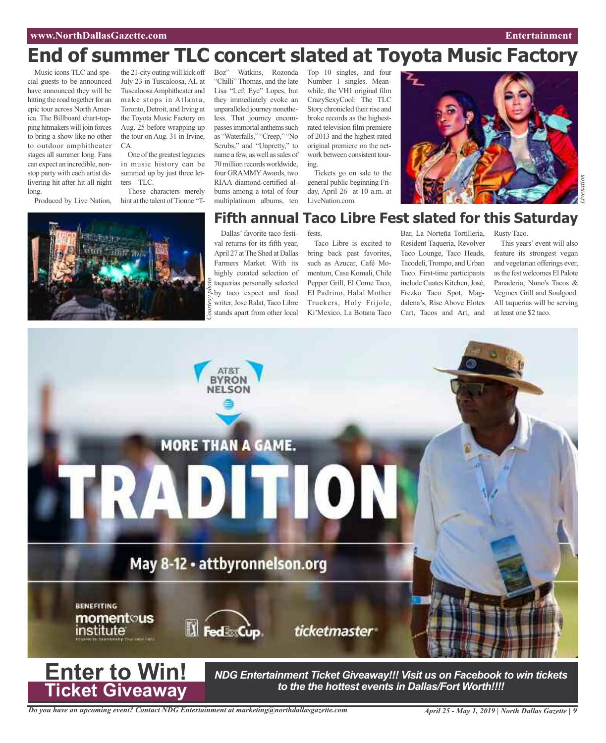# End of summer TLC concert slated at Toyota Music Factory

Music icons TLC and special guests to be announced have announced they will be hitting the road together for an epic tour across North America. The Billboard chart-topping hitmakers will join forces to bring a show like no other to outdoor amphitheater stages all summer long. Fans can expect an incredible, non-stop party with each artist delivering hit after hit all night long.

Produced by Live Nation, the 21-city outing will kick off July 23 in Tuscaloosa, AL at Tuscaloosa Amphitheater and make stops in Atlanta, Toronto, Detroit, and Irving at the Toyota Music Factory on Aug. 25 before wrapping up the tour on Aug. 31 in Irvine, CA.

One of the greatest legacies in music history can be summed up by just three letters—TLC.

Those characters merely hint at the talent of Tionne "T-Boz" Watkins, Rozonda "Chilli" Thomas, and the late Lisa "Left Eye" Lopes, but they immediately evoke an unparalleled journey nonetheless. That journey encompasses immortal anthems such as "Waterfalls," "Creep," "No Scrubs," and "Unpretty," to name a few, as well as sales of 70 million records worldwide, four GRAMMY Awards, two RIAA diamond-certified albums among a total of four multiplatinum albums, ten Top 10 singles, and four Number 1 singles. Meanwhile, the VH1 original film CrazySexyCool: The TLC Story chronicled their rise and broke records as the highest-rated television film premiere of 2013 and the highest-rated original premiere on the network between consistent touring.

Tickets go on sale to the general public beginning Friday, April 26 at 10 a.m. at LiveNation.com.

*Livenation*

## Fifth annual Taco Libre Fest slated for this Saturday

*Courtesy photo*

Dallas' favorite taco festival returns for its fifth year, April 27 at The Shed at Dallas Farmers Market. With its highly curated selection of taquerias personally selected by taco expect and food writer, Jose Ralat, Taco Libre stands apart from other local fests.

Taco Libre is excited to bring back past favorites, such as Azucar, Café Momentum, Casa Komali, Chile Pepper Grill, El Come Taco, El Padrino, Halal Mother Truckers, Holy Frijole, Ki'Mexico, La Botana Taco Bar, La Norteña Tortilleria, Resident Taqueria, Revolver Taco Lounge, Taco Heads, Tacodeli, Trompo, and Urban Taco. First-time participants include Cuates Kitchen, José, Frezko Taco Spot, Magdalena's, Rise Above Elotes Cart, Tacos and Art, and Rusty Taco.

This years' event will also feature its strongest vegan and vegetarian offerings ever, as the fest welcomes El Palote Panaderia, Nuno's Tacos & Vegmex Grill and Soulgood. All taquerias will be serving at least one $2 taco.

AT&T BYRON NELSON

MORE THAN A GAME.

TRADITION

May 8-12 • attbyronnelson.org

BENEFITING momentous institute | FedExCup | ticketmaster

# Enter to Win! Ticket Giveaway

***NDG Entertainment Ticket Giveaway!!! Visit us on Facebook to win tickets to the the hottest events in Dallas/Fort Worth!!!!***

*Do you have an upcoming event? Contact NDG Entertainment at marketing@northdallasgazette.com*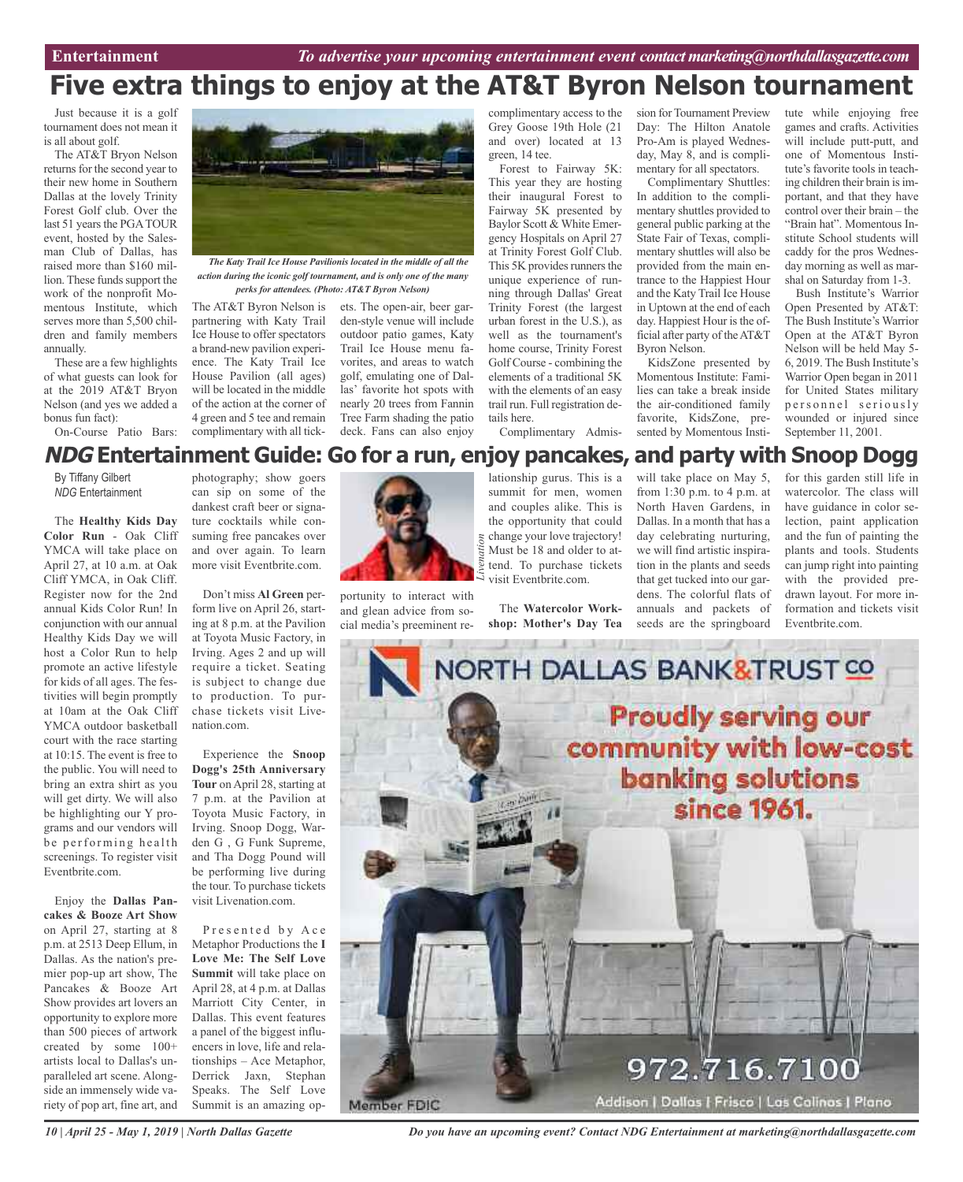# Five extra things to enjoy at the AT&T Byron Nelson tournament

Just because it is a golf tournament does not mean it is all about golf.

The AT&T Bryon Nelson returns for the second year to their new home in Southern Dallas at the lovely Trinity Forest Golf club. Over the last 51 years the PGA TOUR event, hosted by the Salesman Club of Dallas, has raised more than $160 million. These funds support the work of the nonprofit Momentous Institute, which serves more than 5,500 children and family members annually.

These are a few highlights of what guests can look for at the 2019 AT&T Bryon Nelson (and yes we added a bonus fun fact):

On-Course Patio Bars: The AT&T Byron Nelson is partnering with Katy Trail Ice House to offer spectators a brand-new pavilion experience. The Katy Trail Ice House Pavilion (all ages) will be located in the middle of the action at the corner of 4 green and 5 tee and remain complimentary with all tickets. The open-air, beer garden-style venue will include outdoor patio games, Katy Trail Ice House menu favorites, and areas to watch golf, emulating one of Dallas' favorite hot spots with nearly 20 trees from Fannin Tree Farm shading the patio deck. Fans can also enjoy complimentary access to the Grey Goose 19th Hole (21 and over) located at 13 green, 14 tee.

*The Katy Trail Ice House Pavilionis located in the middle of all the action during the iconic golf tournament, and is only one of the many perks for attendees. (Photo: AT&T Byron Nelson)*

Forest to Fairway 5K: This year they are hosting their inaugural Forest to Fairway 5K presented by Baylor Scott & White Emergency Hospitals on April 27 at Trinity Forest Golf Club. This 5K provides runners the unique experience of running through Dallas' Great Trinity Forest (the largest urban forest in the U.S.), as well as the tournament's home course, Trinity Forest Golf Course - combining the elements of a traditional 5K with the elements of an easy trail run. Full registration details here.

Complimentary Admission for Tournament Preview Day: The Hilton Anatole Pro-Am is played Wednesday, May 8, and is complimentary for all spectators.

Complimentary Shuttles: In addition to the complimentary shuttles provided to general public parking at the State Fair of Texas, complimentary shuttles will also be provided from the main entrance to the Happiest Hour and the Katy Trail Ice House in Uptown at the end of each day. Happiest Hour is the official after party of the AT&T Byron Nelson.

KidsZone presented by Momentous Institute: Families can take a break inside the air-conditioned family favorite, KidsZone, presented by Momentous Institute while enjoying free games and crafts. Activities will include putt-putt, and one of Momentous Institute's favorite tools in teaching children their brain is important, and that they have control over their brain – the "Brain hat". Momentous Institute School students will caddy for the pros Wednesday morning as well as marshal on Saturday from 1-3.

Bush Institute's Warrior Open Presented by AT&T: The Bush Institute's Warrior Open at the AT&T Byron Nelson will be held May 5-6, 2019. The Bush Institute's Warrior Open began in 2011 for United States military personnel seriously wounded or injured since September 11, 2001.

# *NDG* Entertainment Guide: Go for a run, enjoy pancakes, and party with Snoop Dogg

By Tiffany Gilbert
*NDG* Entertainment

The **Healthy Kids Day Color Run** - Oak Cliff YMCA will take place on April 27, at 10 a.m. at Oak Cliff YMCA, in Oak Cliff. Register now for the 2nd annual Kids Color Run! In conjunction with our annual Healthy Kids Day we will host a Color Run to help promote an active lifestyle for kids of all ages. The festivities will begin promptly at 10am at the Oak Cliff YMCA outdoor basketball court with the race starting at 10:15. The event is free to the public. You will need to bring an extra shirt as you will get dirty. We will also be highlighting our Y programs and our vendors will be performing health screenings. To register visit Eventbrite.com.

Enjoy the **Dallas Pancakes & Booze Art Show** on April 27, starting at 8 p.m. at 2513 Deep Ellum, in Dallas. As the nation's premier pop-up art show, The Pancakes & Booze Art Show provides art lovers an opportunity to explore more than 500 pieces of artwork created by some 100+ artists local to Dallas's unparalleled art scene. Alongside an immensely wide variety of pop art, fine art, and photography; show goers can sip on some of the dankest craft beer or signature cocktails while consuming free pancakes over and over again. To learn more visit Eventbrite.com.

Don't miss **Al Green** perform live on April 26, starting at 8 p.m. at the Pavilion at Toyota Music Factory, in Irving. Ages 2 and up will require a ticket. Seating is subject to change due to production. To purchase tickets visit Livenation.com.

Experience the **Snoop Dogg's 25th Anniversary Tour** on April 28, starting at 7 p.m. at the Pavilion at Toyota Music Factory, in Irving. Snoop Dogg, Warden G , G Funk Supreme, and Tha Dogg Pound will be performing live during the tour. To purchase tickets visit Livenation.com.

Presented by Ace Metaphor Productions the **I Love Me: The Self Love Summit** will take place on April 28, at 4 p.m. at Dallas Marriott City Center, in Dallas. This event features a panel of the biggest influencers in love, life and relationships – Ace Metaphor, Derrick Jaxn, Stephan Speaks. The Self Love Summit is an amazing opportunity to interact with and glean advice from social media's preeminent relationship gurus. This is a summit for men, women and couples alike. This is the opportunity that could change your love trajectory! Must be 18 and older to attend. To purchase tickets visit Eventbrite.com.

*Livenation*

The **Watercolor Workshop: Mother's Day Tea** will take place on May 5, from 1:30 p.m. to 4 p.m. at North Haven Gardens, in Dallas. In a month that has a day celebrating nurturing, we will find artistic inspiration in the plants and seeds that get tucked into our gardens. The colorful flats of annuals and packets of seeds are the springboard for this garden still life in watercolor. The class will have guidance in color selection, paint application and the fun of painting the plants and tools. Students can jump right into painting with the provided predrawn layout. For more information and tickets visit Eventbrite.com.

NORTH DALLAS BANK & TRUST CO

Proudly serving our community with low-cost banking solutions since 1961.

972.716.7100

Member FDIC

Addison | Dallas | Frisco | Las Colinas | Plano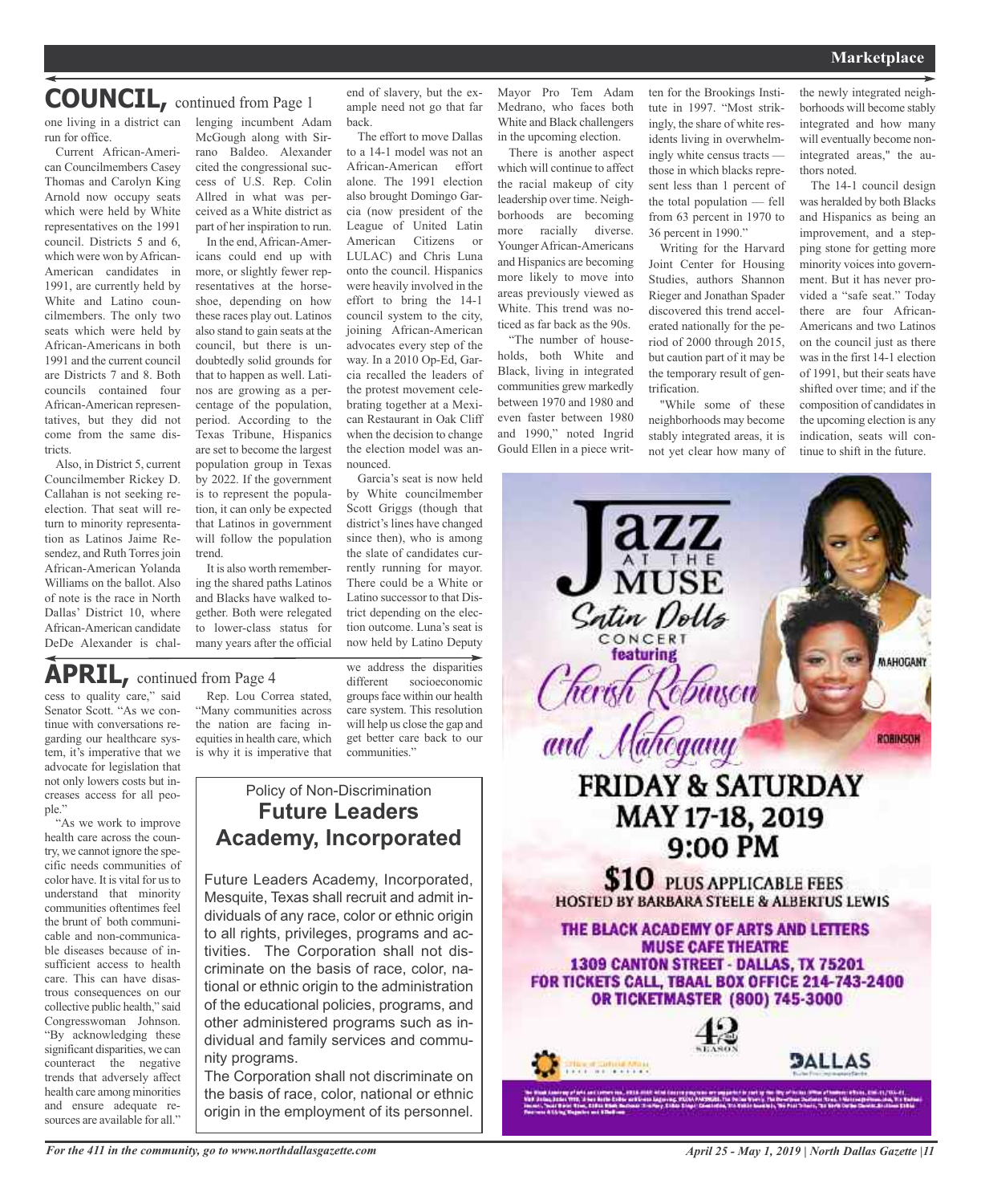## COUNCIL, continued from Page 1

one living in a district can run for office.

Current African-American Councilmembers Casey Thomas and Carolyn King Arnold now occupy seats which were held by White representatives on the 1991 council. Districts 5 and 6, which were won by African-American candidates in 1991, are currently held by White and Latino councilmembers. The only two seats which were held by African-Americans in both 1991 and the current council are Districts 7 and 8. Both councils contained four African-American representatives, but they did not come from the same districts.

Also, in District 5, current Councilmember Rickey D. Callahan is not seeking reelection. That seat will return to minority representation as Latinos Jaime Resendez, and Ruth Torres join African-American Yolanda Williams on the ballot. Also of note is the race in North Dallas' District 10, where African-American candidate DeDe Alexander is challenging incumbent Adam McGough along with Sirrano Baldeo. Alexander cited the congressional success of U.S. Rep. Colin Allred in what was perceived as a White district as part of her inspiration to run.

In the end, African-Americans could end up with more, or slightly fewer representatives at the horseshoe, depending on how these races play out. Latinos also stand to gain seats at the council, but there is undoubtedly solid grounds for that to happen as well. Latinos are growing as a percentage of the population, period. According to the Texas Tribune, Hispanics are set to become the largest population group in Texas by 2022. If the government is to represent the population, it can only be expected that Latinos in government will follow the population trend.

It is also worth remembering the shared paths Latinos and Blacks have walked together. Both were relegated to lower-class status for many years after the official end of slavery, but the example need not go that far back.

The effort to move Dallas to a 14-1 model was not an African-American effort alone. The 1991 election also brought Domingo Garcia (now president of the League of United Latin American Citizens or LULAC) and Chris Luna onto the council. Hispanics were heavily involved in the effort to bring the 14-1 council system to the city, joining African-American advocates every step of the way. In a 2010 Op-Ed, Garcia recalled the leaders of the protest movement celebrating together at a Mexican Restaurant in Oak Cliff when the decision to change the election model was announced.

Garcia's seat is now held by White councilmember Scott Griggs (though that district's lines have changed since then), who is among the slate of candidates currently running for mayor. There could be a White or Latino successor to that District depending on the election outcome. Luna's seat is now held by Latino Deputy Mayor Pro Tem Adam Medrano, who faces both White and Black challengers in the upcoming election.

There is another aspect which will continue to affect the racial makeup of city leadership over time. Neighborhoods are becoming more racially diverse. Younger African-Americans and Hispanics are becoming more likely to move into areas previously viewed as White. This trend was noticed as far back as the 90s.

"The number of households, both White and Black, living in integrated communities grew markedly between 1970 and 1980 and even faster between 1980 and 1990," noted Ingrid Gould Ellen in a piece written for the Brookings Institute in 1997. "Most strikingly, the share of white residents living in overwhelmingly white census tracts — those in which blacks represent less than 1 percent of the total population — fell from 63 percent in 1970 to 36 percent in 1990."

Writing for the Harvard Joint Center for Housing Studies, authors Shannon Rieger and Jonathan Spader discovered this trend accelerated nationally for the period of 2000 through 2015, but caution part of it may be the temporary result of gentrification.

"While some of these neighborhoods may become stably integrated areas, it is not yet clear how many of the newly integrated neighborhoods will become stably integrated and how many will eventually become nonintegrated areas," the authors noted.

The 14-1 council design was heralded by both Blacks and Hispanics as being an improvement, and a stepping stone for getting more minority voices into government. But it has never provided a "safe seat." Today there are four African-Americans and two Latinos on the council just as there was in the first 14-1 election of 1991, but their seats have shifted over time; and if the composition of candidates in the upcoming election is any indication, seats will continue to shift in the future.

## APRIL, continued from Page 4

cess to quality care," said Senator Scott. "As we continue with conversations regarding our healthcare system, it's imperative that we advocate for legislation that not only lowers costs but increases access for all people."

"As we work to improve health care across the country, we cannot ignore the specific needs communities of color have. It is vital for us to understand that minority communities oftentimes feel the brunt of both communicable and non-communicable diseases because of insufficient access to health care. This can have disastrous consequences on our collective public health," said Congresswoman Johnson. "By acknowledging these significant disparities, we can counteract the negative trends that adversely affect health care among minorities and ensure adequate resources are available for all."

Rep. Lou Correa stated, "Many communities across the nation are facing inequities in health care, which is why it is imperative that we address the disparities different socioeconomic groups face within our health care system. This resolution will help us close the gap and get better care back to our communities."

### Policy of Non-Discrimination
### Future Leaders Academy, Incorporated

Future Leaders Academy, Incorporated, Mesquite, Texas shall recruit and admit individuals of any race, color or ethnic origin to all rights, privileges, programs and activities. The Corporation shall not discriminate on the basis of race, color, national or ethnic origin to the administration of the educational policies, programs, and other administered programs such as individual and family services and community programs.

The Corporation shall not discriminate on the basis of race, color, national or ethnic origin in the employment of its personnel.

**Jazz at the Muse**
*Satin Dolls* Concert featuring *Cherish Robinson and Mahogany*

**FRIDAY & SATURDAY MAY 17-18, 2019 9:00 PM**

**$10** PLUS APPLICABLE FEES
HOSTED BY BARBARA STEELE & ALBERTUS LEWIS

THE BLACK ACADEMY OF ARTS AND LETTERS
MUSE CAFE THEATRE
1309 CANTON STREET - DALLAS, TX 75201
FOR TICKETS CALL, TBAAL BOX OFFICE 214-743-2400 OR TICKETMASTER (800) 745-3000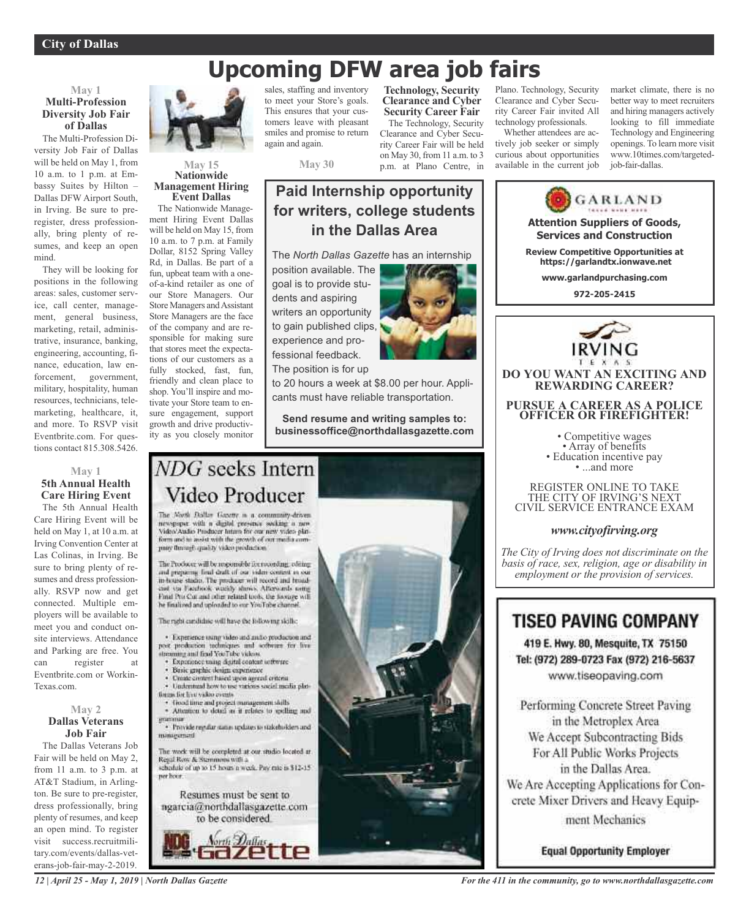# Upcoming DFW area job fairs

### May 1
**Multi-Profession Diversity Job Fair of Dallas**

The Multi-Profession Diversity Job Fair of Dallas will be held on May 1, from 10 a.m. to 1 p.m. at Embassy Suites by Hilton – Dallas DFW Airport South, in Irving. Be sure to preregister, dress professionally, bring plenty of resumes, and keep an open mind.

They will be looking for positions in the following areas: sales, customer service, call center, management, general business, marketing, retail, administrative, insurance, banking, engineering, accounting, finance, education, law enforcement, government, military, hospitality, human resources, technicians, telemarketing, healthcare, it, and more. To RSVP visit Eventbrite.com. For questions contact 815.308.5426.

### May 1
**5th Annual Health Care Hiring Event**

The 5th Annual Health Care Hiring Event will be held on May 1, at 10 a.m. at Irving Convention Center at Las Colinas, in Irving. Be sure to bring plenty of resumes and dress professionally. RSVP now and get connected. Multiple employers will be available to meet you and conduct onsite interviews. Attendance and Parking are free. You can register at Eventbrite.com or WorkinTexas.com.

### May 2
**Dallas Veterans Job Fair**

The Dallas Veterans Job Fair will be held on May 2, from 11 a.m. to 3 p.m. at AT&T Stadium, in Arlington. Be sure to pre-register, dress professionally, bring plenty of resumes, and keep an open mind. To register visit success.recruitmilitary.com/events/dallas-veterans-job-fair-may-2-2019.

### May 15
**Nationwide Management Hiring Event Dallas**

The Nationwide Management Hiring Event Dallas will be held on May 15, from 10 a.m. to 7 p.m. at Family Dollar, 8152 Spring Valley Rd, in Dallas. Be part of a fun, upbeat team with a one-of-a-kind retailer as one of our Store Managers. Our Store Managers and Assistant Store Managers are the face of the company and are responsible for making sure that stores meet the expectations of our customers as a fully stocked, fast, fun, friendly and clean place to shop. You'll inspire and motivate your Store team to ensure engagement, support growth and drive productivity as you closely monitor sales, staffing and inventory to meet your Store's goals. This ensures that your customers leave with pleasant smiles and promise to return again and again.

### May 30
**Technology, Security Clearance and Cyber Security Career Fair**

The Technology, Security Clearance and Cyber Security Career Fair will be held on May 30, from 11 a.m. to 3 p.m. at Plano Centre, in Plano. Technology, Security Clearance and Cyber Security Career Fair invited All technology professionals.

Whether attendees are actively job seeker or simply curious about opportunities available in the current job market climate, there is no better way to meet recruiters and hiring managers actively looking to fill immediate Technology and Engineering openings. To learn more visit www.10times.com/targeted-job-fair-dallas.

## Paid Internship opportunity for writers, college students in the Dallas Area

The *North Dallas Gazette* has an internship position available. The goal is to provide students and aspiring writers an opportunity to gain published clips, experience and professional feedback. The position is for up to 20 hours a week at $8.00 per hour. Applicants must have reliable transportation.

**Send resume and writing samples to: businessoffice@northdallasgazette.com**

## *NDG* seeks Intern Video Producer

The North Dallas Gazette is a community-driven newspaper with a digital presence seeking a new Video/Audio Producer Intern for our new video platform and to assist with the growth of our media company through quality video production.

The Producer will be responsible for recording, editing and preparing final draft of our video content in our in-house studio. The producer will record and broadcast via Facebook weekly shows. Afterwards using Final Pro Cut and other related tools, the footage will be finalized and uploaded to our YouTube channel.

The right candidate will have the following skills:

- Experience using video and audio production and post production techniques and software for live streaming and final YouTube videos.
- Experience using digital content software
- Basic graphic design experience
- Create content based upon agreed criteria
- Understand how to use various social media platforms for live video events
- Good time and project management skills
- Attention to detail as it relates to spelling and grammar
- Provide regular status updates to stakeholders and management

The work will be completed at our studio located at Regal Row & Stemmons with a schedule of up to 15 hours a week. Pay rate is $12-15 per hour.

Resumes must be sent to ngarcia@northdallasgazette.com to be considered.

North Dallas Gazette

## GARLAND

**Attention Suppliers of Goods, Services and Construction**

**Review Competitive Opportunities at https://garlandtx.ionwave.net**

**www.garlandpurchasing.com**

**972-205-2415**

## IRVING TEXAS

**DO YOU WANT AN EXCITING AND REWARDING CAREER?**

**PURSUE A CAREER AS A POLICE OFFICER OR FIREFIGHTER!**

- Competitive wages
- Array of benefits
- Education incentive pay
- ...and more

REGISTER ONLINE TO TAKE THE CITY OF IRVING'S NEXT CIVIL SERVICE ENTRANCE EXAM

***www.cityofirving.org***

*The City of Irving does not discriminate on the basis of race, sex, religion, age or disability in employment or the provision of services.*

## TISEO PAVING COMPANY

**419 E. Hwy. 80, Mesquite, TX 75150**
**Tel: (972) 289-0723 Fax (972) 216-5637**
www.tiseopaving.com

Performing Concrete Street Paving in the Metroplex Area
We Accept Subcontracting Bids For All Public Works Projects in the Dallas Area.
We Are Accepting Applications for Concrete Mixer Drivers and Heavy Equipment Mechanics

**Equal Opportunity Employer**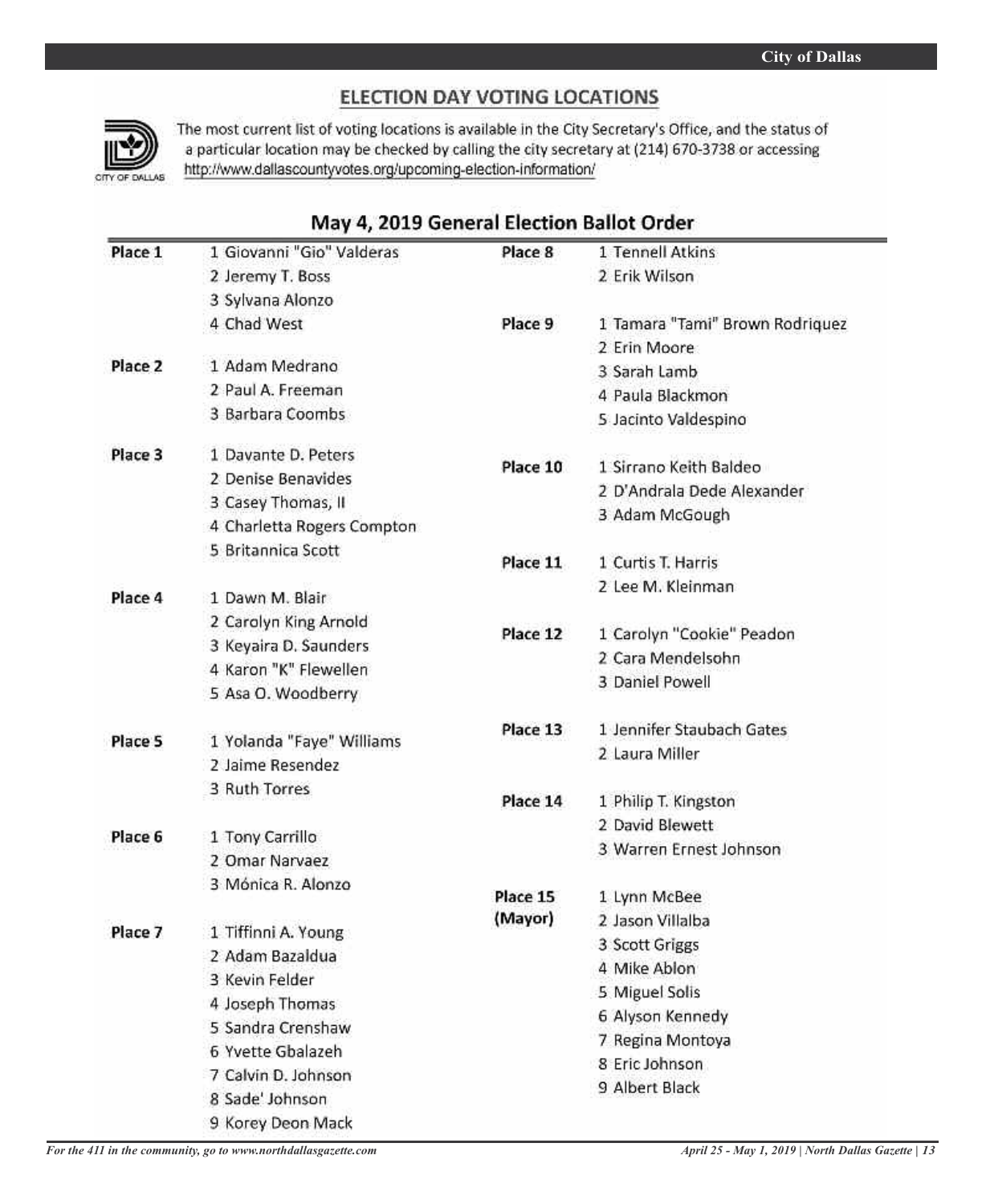## ELECTION DAY VOTING LOCATIONS

The most current list of voting locations is available in the City Secretary's Office, and the status of a particular location may be checked by calling the city secretary at (214) 670-3738 or accessing http://www.dallascountyvotes.org/upcoming-election-information/

### May 4, 2019 General Election Ballot Order

**Place 1**
1 Giovanni "Gio" Valderas
2 Jeremy T. Boss
3 Sylvana Alonzo
4 Chad West

**Place 2**
1 Adam Medrano
2 Paul A. Freeman
3 Barbara Coombs

**Place 3**
1 Davante D. Peters
2 Denise Benavides
3 Casey Thomas, II
4 Charletta Rogers Compton
5 Britannica Scott

**Place 4**
1 Dawn M. Blair
2 Carolyn King Arnold
3 Keyaira D. Saunders
4 Karon "K" Flewellen
5 Asa O. Woodberry

**Place 5**
1 Yolanda "Faye" Williams
2 Jaime Resendez
3 Ruth Torres

**Place 6**
1 Tony Carrillo
2 Omar Narvaez
3 Mónica R. Alonzo

**Place 7**
1 Tiffinni A. Young
2 Adam Bazaldua
3 Kevin Felder
4 Joseph Thomas
5 Sandra Crenshaw
6 Yvette Gbalazeh
7 Calvin D. Johnson
8 Sade' Johnson
9 Korey Deon Mack

**Place 8**
1 Tennell Atkins
2 Erik Wilson

**Place 9**
1 Tamara "Tami" Brown Rodriquez
2 Erin Moore
3 Sarah Lamb
4 Paula Blackmon
5 Jacinto Valdespino

**Place 10**
1 Sirrano Keith Baldeo
2 D'Andrala Dede Alexander
3 Adam McGough

**Place 11**
1 Curtis T. Harris
2 Lee M. Kleinman

**Place 12**
1 Carolyn "Cookie" Peadon
2 Cara Mendelsohn
3 Daniel Powell

**Place 13**
1 Jennifer Staubach Gates
2 Laura Miller

**Place 14**
1 Philip T. Kingston
2 David Blewett
3 Warren Ernest Johnson

**Place 15 (Mayor)**
1 Lynn McBee
2 Jason Villalba
3 Scott Griggs
4 Mike Ablon
5 Miguel Solis
6 Alyson Kennedy
7 Regina Montoya
8 Eric Johnson
9 Albert Black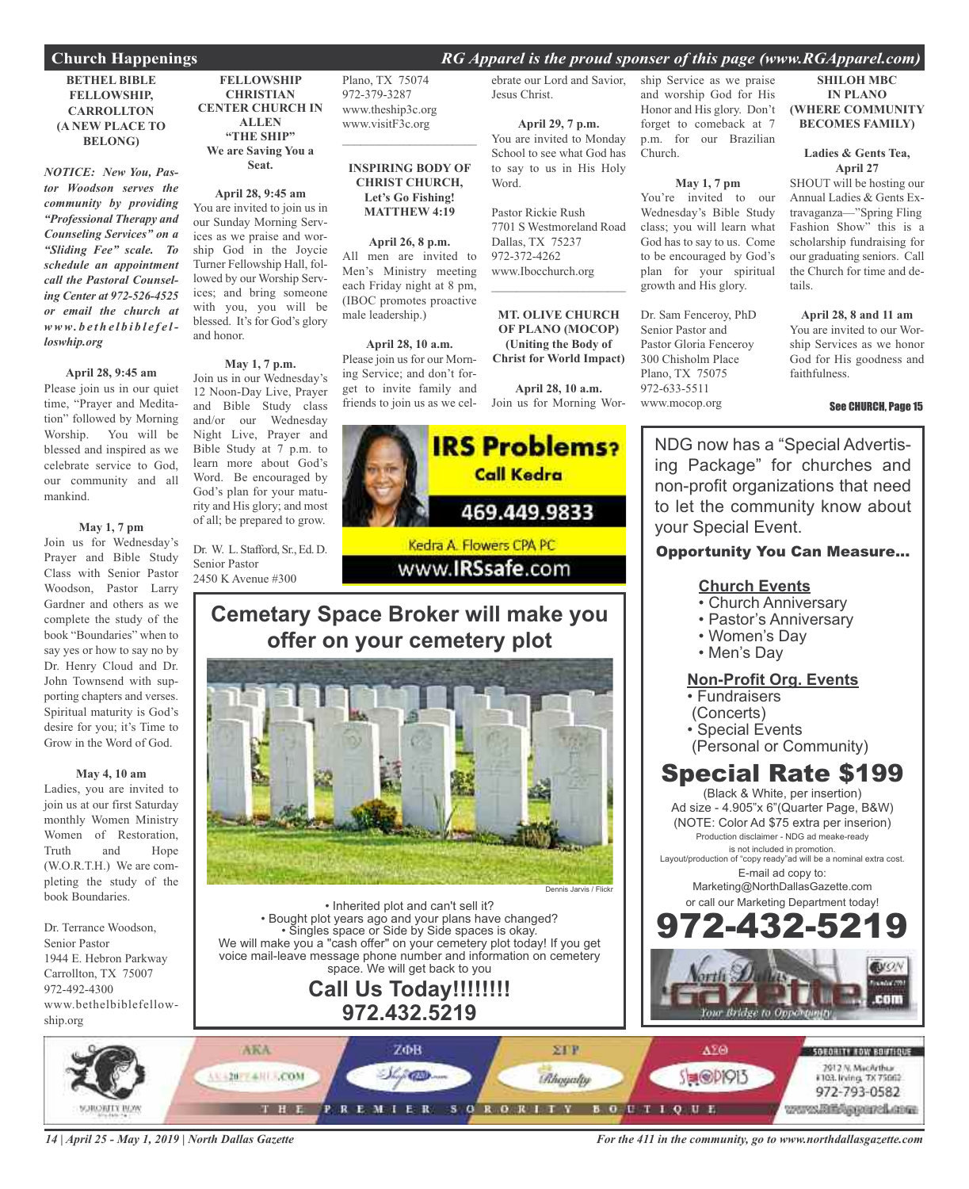## Church Happenings

*RG Apparel is the proud sponser of this page (www.RGApparel.com)*

### BETHEL BIBLE FELLOWSHIP, CARROLLTON (A NEW PLACE TO BELONG)

***NOTICE: New You, Pastor Woodson serves the community by providing "Professional Therapy and Counseling Services" on a "Sliding Fee" scale. To schedule an appointment call the Pastoral Counseling Center at 972-526-4525 or email the church at www.bethelbiblefelloswhip.org***

**April 28, 9:45 am**
Please join us in our quiet time, "Prayer and Meditation" followed by Morning Worship. You will be blessed and inspired as we celebrate service to God, our community and all mankind.

**May 1, 7 pm**
Join us for Wednesday's Prayer and Bible Study Class with Senior Pastor Woodson, Pastor Larry Gardner and others as we complete the study of the book "Boundaries" when to say yes or how to say no by Dr. Henry Cloud and Dr. John Townsend with supporting chapters and verses. Spiritual maturity is God's desire for you; it's Time to Grow in the Word of God.

**May 4, 10 am**
Ladies, you are invited to join us at our first Saturday monthly Women Ministry Women of Restoration, Truth and Hope (W.O.R.T.H.) We are completing the study of the book Boundaries.

Dr. Terrance Woodson,
Senior Pastor
1944 E. Hebron Parkway
Carrollton, TX 75007
972-492-4300
www.bethelbiblefellowship.org

### FELLOWSHIP CHRISTIAN CENTER CHURCH IN ALLEN "THE SHIP" We are Saving You a Seat.

**April 28, 9:45 am**
You are invited to join us in our Sunday Morning Services as we praise and worship God in the Joycie Turner Fellowship Hall, followed by our Worship Services; and bring someone with you, you will be blessed. It's for God's glory and honor.

**May 1, 7 p.m.**
Join us in our Wednesday's 12 Noon-Day Live, Prayer and Bible Study class and/or our Wednesday Night Live, Prayer and Bible Study at 7 p.m. to learn more about God's Word. Be encouraged by God's plan for your maturity and His glory; and most of all; be prepared to grow.

Dr. W. L. Stafford, Sr., Ed. D.
Senior Pastor
2450 K Avenue #300
Plano, TX 75074
972-379-3287
www.theship3c.org
www.visitF3c.org

### INSPIRING BODY OF CHRIST CHURCH, Let's Go Fishing! MATTHEW 4:19

**April 26, 8 p.m.**
All men are invited to Men's Ministry meeting each Friday night at 8 pm, (IBOC promotes proactive male leadership.)

**April 28, 10 a.m.**
Please join us for our Morning Service; and don't forget to invite family and friends to join us as we celebrate our Lord and Savior, Jesus Christ.

**April 29, 7 p.m.**
You are invited to Monday School to see what God has to say to us in His Holy Word.

Pastor Rickie Rush
7701 S Westmoreland Road
Dallas, TX 75237
972-372-4262
www.Ibocchurch.org

### MT. OLIVE CHURCH OF PLANO (MOCOP) (Uniting the Body of Christ for World Impact)

**April 28, 10 a.m.**
Join us for Morning Worship Service as we praise and worship God for His Honor and His glory. Don't forget to comeback at 7 p.m. for our Brazilian Church.

**May 1, 7 pm**
You're invited to our Wednesday's Bible Study class; you will learn what God has to say to us. Come to be encouraged by God's plan for your spiritual growth and His glory.

Dr. Sam Fenceroy, PhD
Senior Pastor and
Pastor Gloria Fenceroy
300 Chisholm Place
Plano, TX 75075
972-633-5511
www.mocop.org

### SHILOH MBC IN PLANO (WHERE COMMUNITY BECOMES FAMILY)

**Ladies & Gents Tea, April 27**
SHOUT will be hosting our Annual Ladies & Gents Extravaganza—"Spring Fling Fashion Show" this is a scholarship fundraising for our graduating seniors. Call the Church for time and details.

**April 28, 8 and 11 am**
You are invited to our Worship Services as we honor God for His goodness and faithfulness.

See CHURCH, Page 15

---

**IRS Problems? Call Kedra**
469.449.9833
Kedra A. Flowers CPA PC
www.IRSsafe.com

---

## Cemetary Space Broker will make you offer on your cemetery plot

Dennis Jarvis / Flickr

- Inherited plot and can't sell it?
- Bought plot years ago and your plans have changed?
- Singles space or Side by Side spaces is okay.

We will make you a "cash offer" on your cemetery plot today! If you get voice mail-leave message phone number and information on cemetery space. We will get back to you

**Call Us Today!!!!!!!!**
**972.432.5219**

---

NDG now has a "Special Advertising Package" for churches and non-profit organizations that need to let the community know about your Special Event.

**Opportunity You Can Measure...**

**Church Events**
- Church Anniversary
- Pastor's Anniversary
- Women's Day
- Men's Day

**Non-Profit Org. Events**
- Fundraisers (Concerts)
- Special Events (Personal or Community)

**Special Rate $199**
(Black & White, per insertion)
Ad size - 4.905"x 6"(Quarter Page, B&W)
(NOTE: Color Ad $75 extra per inserion)
Production disclaimer - NDG ad meake-ready is not included in promotion.
Layout/production of "copy ready"ad will be a nominal extra cost.
E-mail ad copy to:
Marketing@NorthDallasGazette.com
or call our Marketing Department today!

**972-432-5219**

---

SORORITY ROW BOUTIQUE — AKA, ZΦB, ΣΓΡ, ΔΣΘ — THE PREMIER SORORITY BOUTIQUE
2912 N. MacArthur #103, Irving, TX 75062
972-793-0582
www.RGApparel.com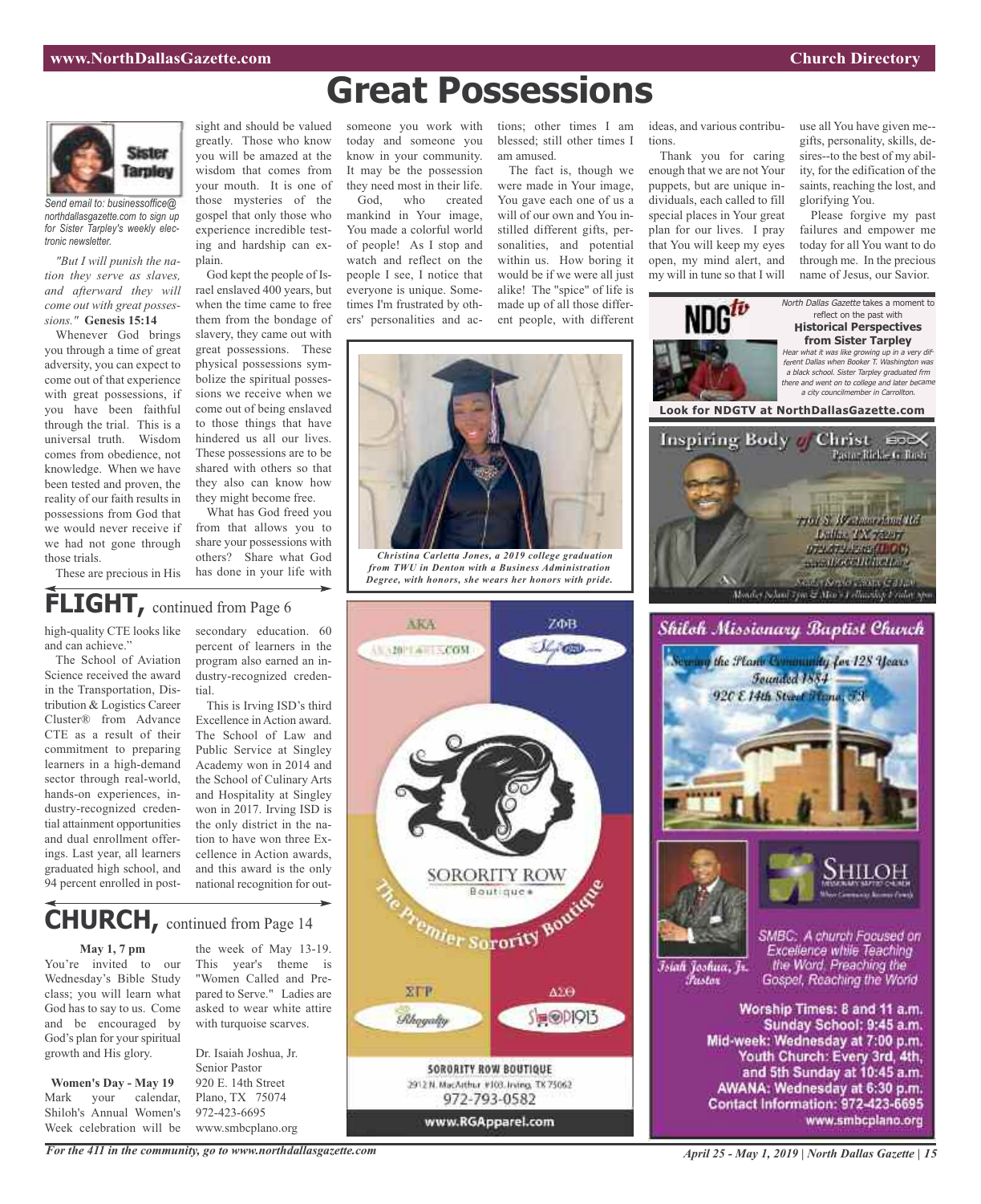# Great Possessions

Sister Tarpley

*Send email to: businessoffice@northdallasgazette.com to sign up for Sister Tarpley's weekly electronic newsletter.*

*"But I will punish the nation they serve as slaves, and afterward they will come out with great possessions."* **Genesis 15:14**

Whenever God brings you through a time of great adversity, you can expect to come out of that experience with great possessions, if you have been faithful through the trial. This is a universal truth. Wisdom comes from obedience, not knowledge. When we have been tested and proven, the reality of our faith results in possessions from God that we would never receive if we had not gone through those trials.

These are precious in His sight and should be valued greatly. Those who know you will be amazed at the wisdom that comes from your mouth. It is one of those mysteries of the gospel that only those who experience incredible testing and hardship can explain.

God kept the people of Israel enslaved 400 years, but when the time came to free them from the bondage of slavery, they came out with great possessions. These physical possessions symbolize the spiritual possessions we receive when we come out of being enslaved to those things that have hindered us all our lives. These possessions are to be shared with others so that they also can know how they might become free.

What has God freed you from that allows you to share your possessions with others? Share what God has done in your life with someone you work with today and someone you know in your community. It may be the possession they need most in their life.

God, who created mankind in Your image, You made a colorful world of people! As I stop and watch and reflect on the people I see, I notice that everyone is unique. Sometimes I'm frustrated by others' personalities and actions; other times I am blessed; still other times I am amused.

The fact is, though we were made in Your image, You gave each one of us a will of our own and You instilled different gifts, personalities, and potential within us. How boring it would be if we were all just alike! The "spice" of life is made up of all those different people, with different ideas, and various contributions.

Thank you for caring enough that we are not Your puppets, but are unique individuals, each called to fill special places in Your great plan for our lives. I pray that You will keep my eyes open, my mind alert, and my will in tune so that I will use all You have given me--gifts, personality, skills, desires--to the best of my ability, for the edification of the saints, reaching the lost, and glorifying You.

Please forgive my past failures and empower me today for all You want to do through me. In the precious name of Jesus, our Savior.

*Christina Carletta Jones, a 2019 college graduation from TWU in Denton with a Business Administration Degree, with honors, she wears her honors with pride.*

NDG tv

*North Dallas Gazette* takes a moment to reflect on the past with **Historical Perspectives from Sister Tarpley**

*Hear what it was like growing up in a very different Dallas when Booker T. Washington was a black school. Sister Tarpley graduated frm there and went on to college and later became a city councilmember in Carrollton.*

**Look for NDGTV at NorthDallasGazette.com**

## FLIGHT, continued from Page 6

high-quality CTE looks like and can achieve."

The School of Aviation Science received the award in the Transportation, Distribution & Logistics Career Cluster® from Advance CTE as a result of their commitment to preparing learners in a high-demand sector through real-world, hands-on experiences, industry-recognized credential attainment opportunities and dual enrollment offerings. Last year, all learners graduated high school, and 94 percent enrolled in post-secondary education. 60 percent of learners in the program also earned an industry-recognized credential.

This is Irving ISD's third Excellence in Action award. The School of Law and Public Service at Singley Academy won in 2014 and the School of Culinary Arts and Hospitality at Singley won in 2017. Irving ISD is the only district in the nation to have won three Excellence in Action awards, and this award is the only national recognition for out-

## CHURCH, continued from Page 14

**May 1, 7 pm**

You're invited to our Wednesday's Bible Study class; you will learn what God has to say to us. Come and be encouraged by God's plan for your spiritual growth and His glory.

**Women's Day - May 19**

Mark your calendar, Shiloh's Annual Women's Week celebration will be the week of May 13-19. This year's theme is "Women Called and Prepared to Serve." Ladies are asked to wear white attire with turquoise scarves.

Dr. Isaiah Joshua, Jr.
Senior Pastor
920 E. 14th Street
Plano, TX 75074
972-423-6695
www.smbcplano.org

SORORITY ROW Boutique
The Premier Sorority Boutique
SORORITY ROW BOUTIQUE
2912 N. MacArthur #103, Irving, TX 75062
972-793-0582
www.RGApparel.com

Inspiring Body of Christ
Pastor Rickie G. Rush
7701 S. Westmoreland Rd.
Dallas, TX 75237

## Shiloh Missionary Baptist Church

Serving the Plano Community for 128 Years
Founded 1884
920 E 14th Street Plano, TX

SHILOH

Isiah Joshua, Jr.
Pastor

SMBC: A church Focused on Excellence while Teaching the Word, Preaching the Gospel, Reaching the World

**Worship Times: 8 and 11 a.m.**
**Sunday School: 9:45 a.m.**
**Mid-week: Wednesday at 7:00 p.m.**
**Youth Church: Every 3rd, 4th, and 5th Sunday at 10:45 a.m.**
**AWANA: Wednesday at 6:30 p.m.**
**Contact Information: 972-423-6695**
**www.smbcplano.org**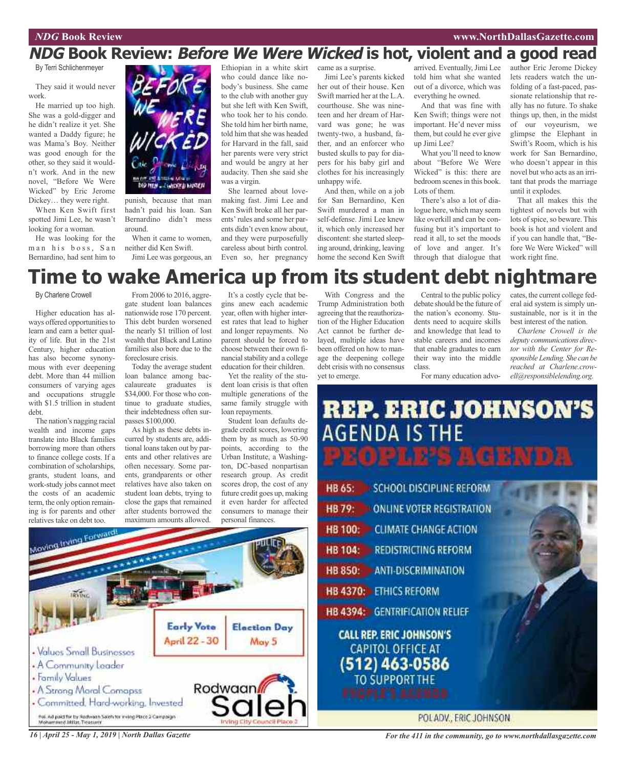# *NDG* Book Review: *Before We Were Wicked* is hot, violent and a good read

By Terri Schlichenmeyer

They said it would never work.

He married up too high. She was a gold-digger and he didn't realize it yet. She wanted a Daddy figure; he was Mama's Boy. Neither was good enough for the other, so they said it wouldn't work. And in the new novel, "Before We Were Wicked" by Eric Jerome Dickey… they were right.

When Ken Swift first spotted Jimi Lee, he wasn't looking for a woman.

He was looking for the man his boss, San Bernardino, had sent him to punish, because that man hadn't paid his loan. San Bernardino didn't mess around.

When it came to women, neither did Ken Swift.

Jimi Lee was gorgeous, an Ethiopian in a white skirt who could dance like nobody's business. She came to the club with another guy but she left with Ken Swift, who took her to his condo. She told him her birth name, told him that she was headed for Harvard in the fall, said her parents were very strict and would be angry at her audacity. Then she said she was a virgin.

She learned about lovemaking fast. Jimi Lee and Ken Swift broke all her parents' rules and some her parents didn't even know about, and they were purposefully careless about birth control. Even so, her pregnancy came as a surprise.

Jimi Lee's parents kicked her out of their house. Ken Swift married her at the L.A. courthouse. She was nineteen and her dream of Harvard was gone; he was twenty-two, a husband, father, and an enforcer who busted skulls to pay for diapers for his baby girl and clothes for his increasingly unhappy wife.

And then, while on a job for San Bernardino, Ken Swift murdered a man in self-defense. Jimi Lee knew it, which only increased her discontent: she started sleeping around, drinking, leaving home the second Ken Swift arrived. Eventually, Jimi Lee told him what she wanted out of a divorce, which was everything he owned.

And that was fine with Ken Swift; things were not important. He'd never miss them, but could he ever give up Jimi Lee?

What you'll need to know about "Before We Were Wicked" is this: there are bedroom scenes in this book. Lots of them.

There's also a lot of dialogue here, which may seem like overkill and can be confusing but it's important to read it all, to set the moods of love and anger. It's through that dialogue that author Eric Jerome Dickey lets readers watch the unfolding of a fast-paced, passionate relationship that really has no future. To shake things up, then, in the midst of our voyeurism, we glimpse the Elephant in Swift's Room, which is his work for San Bernardino, who doesn't appear in this novel but who acts as an irritant that prods the marriage until it explodes.

That all makes this the tightest of novels but with lots of spice, so beware. This book is hot and violent and if you can handle that, "Before We Were Wicked" will work right fine.

# Time to wake America up from its student debt nightmare

By Charlene Crowell

Higher education has always offered opportunities to learn and earn a better quality of life. But in the 21st Century, higher education has also become synonymous with ever deepening debt. More than 44 million consumers of varying ages and occupations struggle with $1.5 trillion in student debt.

The nation's nagging racial wealth and income gaps translate into Black families borrowing more than others to finance college costs. If a combination of scholarships, grants, student loans, and work-study jobs cannot meet the costs of an academic term, the only option remaining is for parents and other relatives take on debt too.

From 2006 to 2016, aggregate student loan balances nationwide rose 170 percent. This debt burden worsened the nearly $1 trillion of lost wealth that Black and Latino families also bore due to the foreclosure crisis.

Today the average student loan balance among baccalaureate graduates is $34,000. For those who continue to graduate studies, their indebtedness often surpasses $100,000.

As high as these debts incurred by students are, additional loans taken out by parents and other relatives are often necessary. Some parents, grandparents or other relatives have also taken on student loan debts, trying to close the gaps that remained after students borrowed the maximum amounts allowed.

It's a costly cycle that begins anew each academic year, often with higher interest rates that lead to higher and longer repayments. No parent should be forced to choose between their own financial stability and a college education for their children.

Yet the reality of the student loan crisis is that often multiple generations of the same family struggle with loan repayments.

Student loan defaults degrade credit scores, lowering them by as much as 50-90 points, according to the Urban Institute, a Washington, DC-based nonpartisan research group. As credit scores drop, the cost of any future credit goes up, making it even harder for affected consumers to manage their personal finances.

With Congress and the Trump Administration both agreeing that the reauthorization of the Higher Education Act cannot be further delayed, multiple ideas have been offered on how to manage the deepening college debt crisis with no consensus yet to emerge.

Central to the public policy debate should be the future of the nation's economy. Students need to acquire skills and knowledge that lead to stable careers and incomes that enable graduates to earn their way into the middle class.

For many education advocates, the current college federal aid system is simply unsustainable, nor is it in the best interest of the nation.

*Charlene Crowell is the deputy communications director with the Center for Responsible Lending. She can be reached at Charlene.crowell@responsiblelending.org.*

Moving Irving Forward!

- Values Small Businesses
- A Community Leader
- Family Values
- A Strong Moral Comopss
- Committed, Hard-working, Invested

Early Vote April 22 - 30

Election Day May 5

Rodwaan Saleh

Irving City Council Place 2

Pol. Ad paid for by Rodwaan Saleh for Irving Place 2 Campaign Mohammed Millat, Treasurer

REP. ERIC JOHNSON'S AGENDA IS THE PEOPLE'S AGENDA

HB 65: SCHOOL DISCIPLINE REFORM
HB 79: ONLINE VOTER REGISTRATION
HB 100: CLIMATE CHANGE ACTION
HB 104: REDISTRICTING REFORM
HB 850: ANTI-DISCRIMINATION
HB 4370: ETHICS REFORM
HB 4394: GENTRIFICATION RELIEF

CALL REP. ERIC JOHNSON'S CAPITOL OFFICE AT (512) 463-0586 TO SUPPORT THE PEOPLE'S AGENDA

POL ADV., ERIC JOHNSON